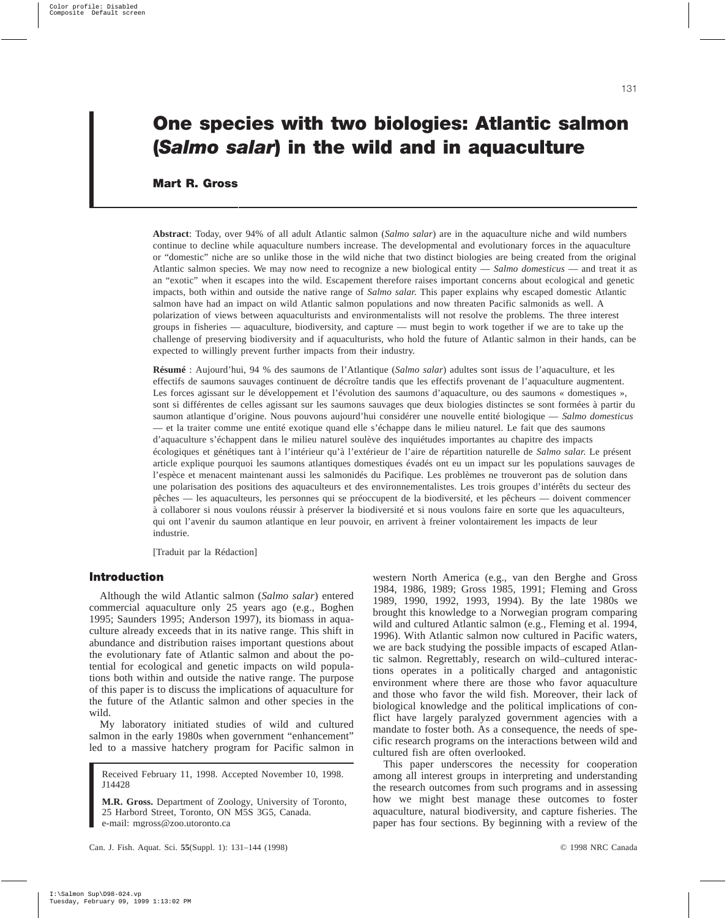# One species with two biologies: Atlantic salmon (*Salmo salar*) in the wild and in aquaculture

**Mart R. Gross**

**Abstract**: Today, over 94% of all adult Atlantic salmon (*Salmo salar*) are in the aquaculture niche and wild numbers continue to decline while aquaculture numbers increase. The developmental and evolutionary forces in the aquaculture or "domestic" niche are so unlike those in the wild niche that two distinct biologies are being created from the original Atlantic salmon species. We may now need to recognize a new biological entity — *Salmo domesticus* — and treat it as an "exotic" when it escapes into the wild. Escapement therefore raises important concerns about ecological and genetic impacts, both within and outside the native range of *Salmo salar.* This paper explains why escaped domestic Atlantic salmon have had an impact on wild Atlantic salmon populations and now threaten Pacific salmonids as well. A polarization of views between aquaculturists and environmentalists will not resolve the problems. The three interest groups in fisheries — aquaculture, biodiversity, and capture — must begin to work together if we are to take up the challenge of preserving biodiversity and if aquaculturists, who hold the future of Atlantic salmon in their hands, can be expected to willingly prevent further impacts from their industry.

**Résumé** : Aujourd'hui, 94 % des saumons de l'Atlantique (*Salmo salar*) adultes sont issus de l'aquaculture, et les effectifs de saumons sauvages continuent de décroître tandis que les effectifs provenant de l'aquaculture augmentent. Les forces agissant sur le développement et l'évolution des saumons d'aquaculture, ou des saumons « domestiques », sont si différentes de celles agissant sur les saumons sauvages que deux biologies distinctes se sont formées à partir du saumon atlantique d'origine. Nous pouvons aujourd'hui considérer une nouvelle entité biologique — *Salmo domesticus* — et la traiter comme une entité exotique quand elle s'échappe dans le milieu naturel. Le fait que des saumons d'aquaculture s'échappent dans le milieu naturel soulève des inquiétudes importantes au chapitre des impacts écologiques et génétiques tant à l'intérieur qu'à l'extérieur de l'aire de répartition naturelle de *Salmo salar.* Le présent article explique pourquoi les saumons atlantiques domestiques évadés ont eu un impact sur les populations sauvages de l'espèce et menacent maintenant aussi les salmonidés du Pacifique. Les problèmes ne trouveront pas de solution dans une polarisation des positions des aquaculteurs et des environnementalistes. Les trois groupes d'intérêts du secteur des pêches — les aquaculteurs, les personnes qui se préoccupent de la biodiversité, et les pêcheurs — doivent commencer à collaborer si nous voulons réussir à préserver la biodiversité et si nous voulons faire en sorte que les aquaculteurs, qui ont l'avenir du saumon atlantique en leur pouvoir, en arrivent à freiner volontairement les impacts de leur industrie.

[Traduit par la Rédaction]

## Introduction

Although the wild Atlantic salmon (*Salmo salar*) entered commercial aquaculture only 25 years ago (e.g., Boghen 1995; Saunders 1995; Anderson 1997), its biomass in aquaculture already exceeds that in its native range. This shift in abundance and distribution raises important questions about the evolutionary fate of Atlantic salmon and about the potential for ecological and genetic impacts on wild populations both within and outside the native range. The purpose of this paper is to discuss the implications of aquaculture for the future of the Atlantic salmon and other species in the wild.

My laboratory initiated studies of wild and cultured salmon in the early 1980s when government "enhancement" led to a massive hatchery program for Pacific salmon in western North America (e.g., van den Berghe and Gross 1984, 1986, 1989; Gross 1985, 1991; Fleming and Gross 1989, 1990, 1992, 1993, 1994). By the late 1980s we brought this knowledge to a Norwegian program comparing wild and cultured Atlantic salmon (e.g., Fleming et al. 1994, 1996). With Atlantic salmon now cultured in Pacific waters, we are back studying the possible impacts of escaped Atlantic salmon. Regrettably, research on wild–cultured interactions operates in a politically charged and antagonistic environment where there are those who favor aquaculture and those who favor the wild fish. Moreover, their lack of biological knowledge and the political implications of conflict have largely paralyzed government agencies with a mandate to foster both. As a consequence, the needs of specific research programs on the interactions between wild and cultured fish are often overlooked.

This paper underscores the necessity for cooperation among all interest groups in interpreting and understanding the research outcomes from such programs and in assessing how we might best manage these outcomes to foster aquaculture, natural biodiversity, and capture fisheries. The paper has four sections. By beginning with a review of the

Received February 11, 1998. Accepted November 10, 1998. J14428

**M.R. Gross.** Department of Zoology, University of Toronto, 25 Harbord Street, Toronto, ON M5S 3G5, Canada. e-mail: mgross@zoo.utoronto.ca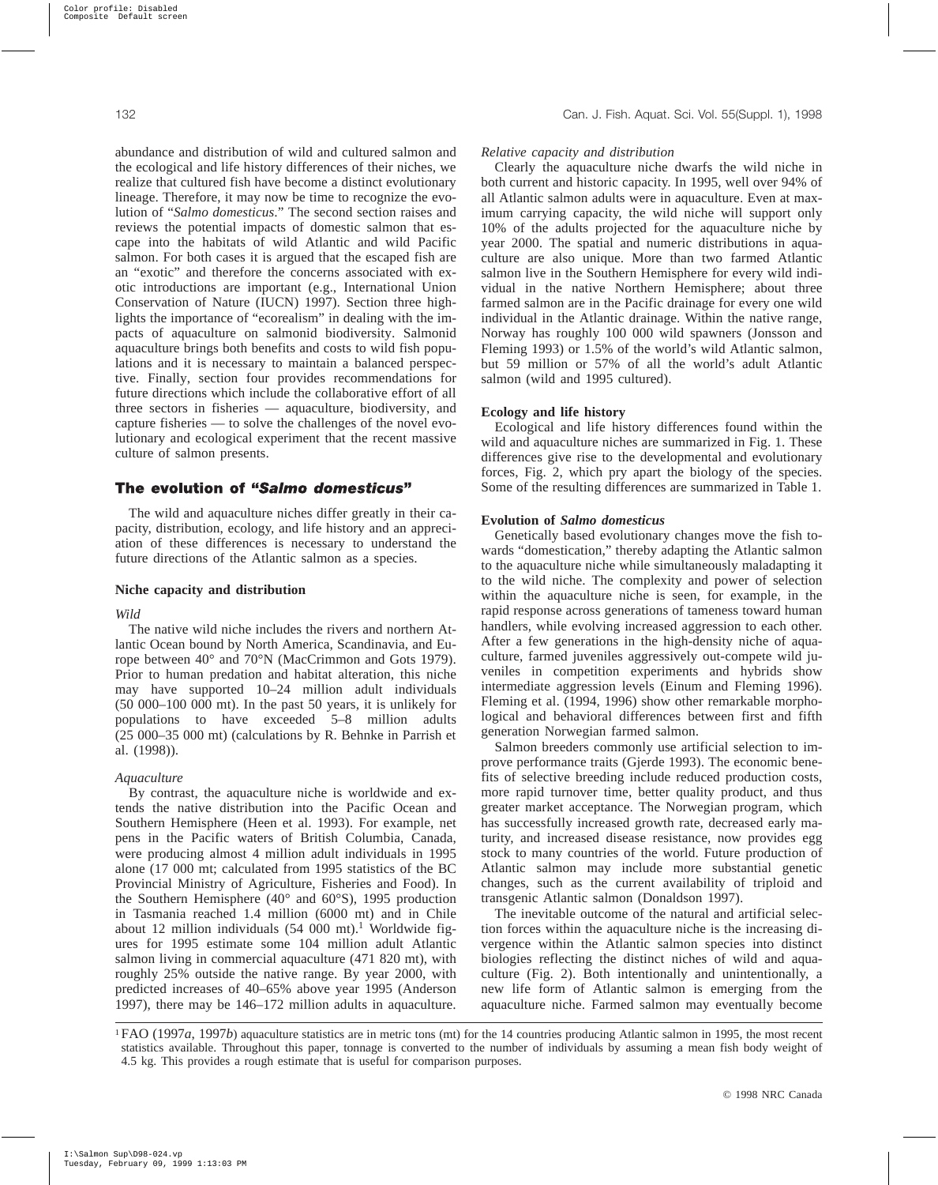abundance and distribution of wild and cultured salmon and the ecological and life history differences of their niches, we realize that cultured fish have become a distinct evolutionary lineage. Therefore, it may now be time to recognize the evolution of "*Salmo domesticus*." The second section raises and reviews the potential impacts of domestic salmon that escape into the habitats of wild Atlantic and wild Pacific salmon. For both cases it is argued that the escaped fish are an "exotic" and therefore the concerns associated with exotic introductions are important (e.g., International Union Conservation of Nature (IUCN) 1997). Section three highlights the importance of "ecorealism" in dealing with the impacts of aquaculture on salmonid biodiversity. Salmonid aquaculture brings both benefits and costs to wild fish populations and it is necessary to maintain a balanced perspective. Finally, section four provides recommendations for future directions which include the collaborative effort of all three sectors in fisheries — aquaculture, biodiversity, and capture fisheries — to solve the challenges of the novel evolutionary and ecological experiment that the recent massive culture of salmon presents.

## The evolution of "*Salmo domesticus*"

The wild and aquaculture niches differ greatly in their capacity, distribution, ecology, and life history and an appreciation of these differences is necessary to understand the future directions of the Atlantic salmon as a species.

### Niche capacity and distribution

#### *Wild*

The native wild niche includes the rivers and northern Atlantic Ocean bound by North America, Scandinavia, and Europe between 40° and 70°N (MacCrimmon and Gots 1979). Prior to human predation and habitat alteration, this niche may have supported 10–24 million adult individuals (50 000–100 000 mt). In the past 50 years, it is unlikely for populations to have exceeded 5–8 million adults (25 000–35 000 mt) (calculations by R. Behnke in Parrish et al. (1998)).

#### *Aquaculture*

By contrast, the aquaculture niche is worldwide and extends the native distribution into the Pacific Ocean and Southern Hemisphere (Heen et al. 1993). For example, net pens in the Pacific waters of British Columbia, Canada, were producing almost 4 million adult individuals in 1995 alone (17 000 mt; calculated from 1995 statistics of the BC Provincial Ministry of Agriculture, Fisheries and Food). In the Southern Hemisphere (40° and 60°S), 1995 production in Tasmania reached 1.4 million (6000 mt) and in Chile about 12 million individuals (54 000 mt).[1] Worldwide figures for 1995 estimate some 104 million adult Atlantic salmon living in commercial aquaculture (471 820 mt), with roughly 25% outside the native range. By year 2000, with predicted increases of 40–65% above year 1995 (Anderson 1997), there may be 146–172 million adults in aquaculture.

#### *Relative capacity and distribution*

Clearly the aquaculture niche dwarfs the wild niche in both current and historic capacity. In 1995, well over 94% of all Atlantic salmon adults were in aquaculture. Even at maximum carrying capacity, the wild niche will support only 10% of the adults projected for the aquaculture niche by year 2000. The spatial and numeric distributions in aquaculture are also unique. More than two farmed Atlantic salmon live in the Southern Hemisphere for every wild individual in the native Northern Hemisphere; about three farmed salmon are in the Pacific drainage for every one wild individual in the Atlantic drainage. Within the native range, Norway has roughly 100 000 wild spawners (Jonsson and Fleming 1993) or 1.5% of the world's wild Atlantic salmon, but 59 million or 57% of all the world's adult Atlantic salmon (wild and 1995 cultured).

### Ecology and life history

Ecological and life history differences found within the wild and aquaculture niches are summarized in Fig. 1. These differences give rise to the developmental and evolutionary forces, Fig. 2, which pry apart the biology of the species. Some of the resulting differences are summarized in Table 1.

### Evolution of *Salmo domesticus*

Genetically based evolutionary changes move the fish towards "domestication," thereby adapting the Atlantic salmon to the aquaculture niche while simultaneously maladapting it to the wild niche. The complexity and power of selection within the aquaculture niche is seen, for example, in the rapid response across generations of tameness toward human handlers, while evolving increased aggression to each other. After a few generations in the high-density niche of aquaculture, farmed juveniles aggressively out-compete wild juveniles in competition experiments and hybrids show intermediate aggression levels (Einum and Fleming 1996). Fleming et al. (1994, 1996) show other remarkable morphological and behavioral differences between first and fifth generation Norwegian farmed salmon.

Salmon breeders commonly use artificial selection to improve performance traits (Gjerde 1993). The economic benefits of selective breeding include reduced production costs, more rapid turnover time, better quality product, and thus greater market acceptance. The Norwegian program, which has successfully increased growth rate, decreased early maturity, and increased disease resistance, now provides egg stock to many countries of the world. Future production of Atlantic salmon may include more substantial genetic changes, such as the current availability of triploid and transgenic Atlantic salmon (Donaldson 1997).

The inevitable outcome of the natural and artificial selection forces within the aquaculture niche is the increasing divergence within the Atlantic salmon species into distinct biologies reflecting the distinct niches of wild and aquaculture (Fig. 2). Both intentionally and unintentionally, a new life form of Atlantic salmon is emerging from the aquaculture niche. Farmed salmon may eventually become

[1] FAO (1997*a*, 1997*b*) aquaculture statistics are in metric tons (mt) for the 14 countries producing Atlantic salmon in 1995, the most recent statistics available. Throughout this paper, tonnage is converted to the number of individuals by assuming a mean fish body weight of 4.5 kg. This provides a rough estimate that is useful for comparison purposes.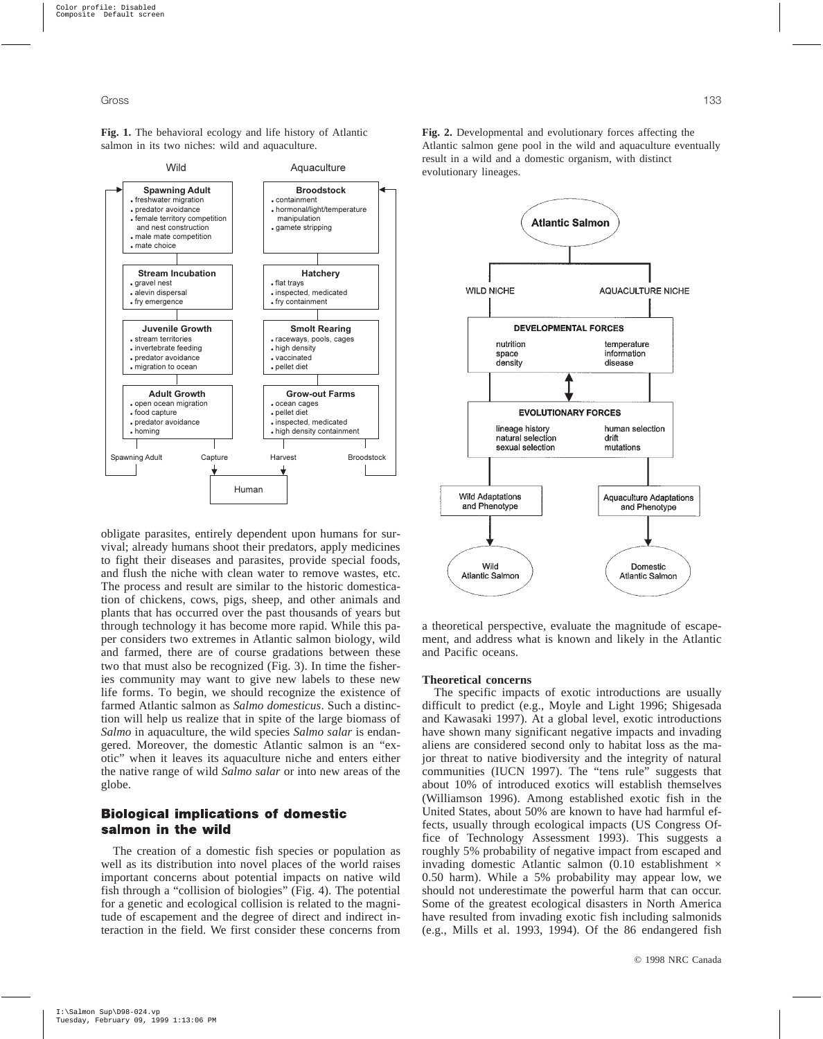**Fig. 1.** The behavioral ecology and life history of Atlantic salmon in its two niches: wild and aquaculture.

**Fig. 2.** Developmental and evolutionary forces affecting the Atlantic salmon gene pool in the wild and aquaculture eventually result in a wild and a domestic organism, with distinct evolutionary lineages.

obligate parasites, entirely dependent upon humans for survival; already humans shoot their predators, apply medicines to fight their diseases and parasites, provide special foods, and flush the niche with clean water to remove wastes, etc. The process and result are similar to the historic domestication of chickens, cows, pigs, sheep, and other animals and plants that has occurred over the past thousands of years but through technology it has become more rapid. While this paper considers two extremes in Atlantic salmon biology, wild and farmed, there are of course gradations between these two that must also be recognized (Fig. 3). In time the fisheries community may want to give new labels to these new life forms. To begin, we should recognize the existence of farmed Atlantic salmon as *Salmo domesticus*. Such a distinction will help us realize that in spite of the large biomass of *Salmo* in aquaculture, the wild species *Salmo salar* is endangered. Moreover, the domestic Atlantic salmon is an "exotic" when it leaves its aquaculture niche and enters either the native range of wild *Salmo salar* or into new areas of the globe.

## Biological implications of domestic salmon in the wild

The creation of a domestic fish species or population as well as its distribution into novel places of the world raises important concerns about potential impacts on native wild fish through a "collision of biologies" (Fig. 4). The potential for a genetic and ecological collision is related to the magnitude of escapement and the degree of direct and indirect interaction in the field. We first consider these concerns from a theoretical perspective, evaluate the magnitude of escapement, and address what is known and likely in the Atlantic and Pacific oceans.

### Theoretical concerns

The specific impacts of exotic introductions are usually difficult to predict (e.g., Moyle and Light 1996; Shigesada and Kawasaki 1997). At a global level, exotic introductions have shown many significant negative impacts and invading aliens are considered second only to habitat loss as the major threat to native biodiversity and the integrity of natural communities (IUCN 1997). The "tens rule" suggests that about 10% of introduced exotics will establish themselves (Williamson 1996). Among established exotic fish in the United States, about 50% are known to have had harmful effects, usually through ecological impacts (US Congress Office of Technology Assessment 1993). This suggests a roughly 5% probability of negative impact from escaped and invading domestic Atlantic salmon (0.10 establishment × 0.50 harm). While a 5% probability may appear low, we should not underestimate the powerful harm that can occur. Some of the greatest ecological disasters in North America have resulted from invading exotic fish including salmonids (e.g., Mills et al. 1993, 1994). Of the 86 endangered fish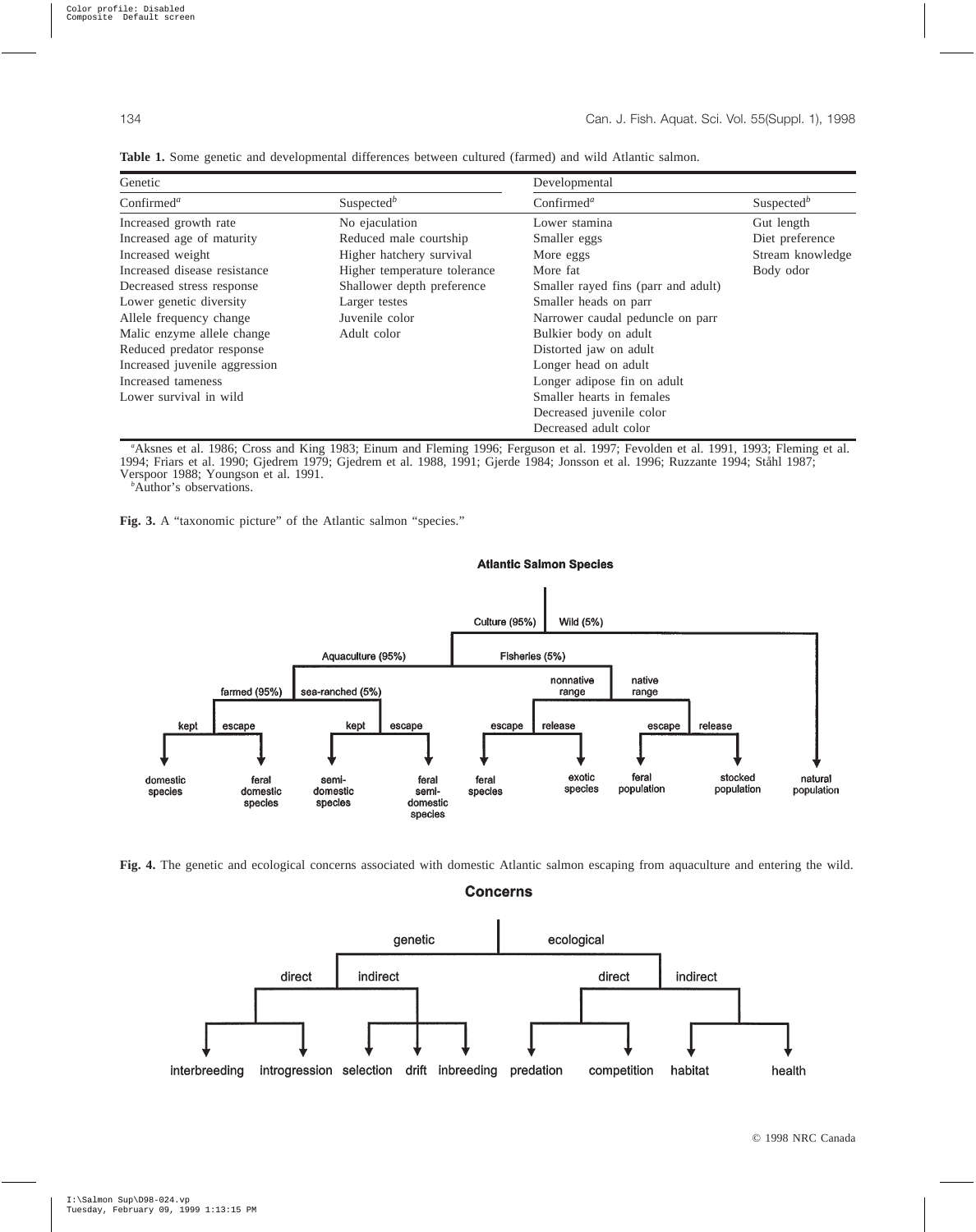**Table 1.** Some genetic and developmental differences between cultured (farmed) and wild Atlantic salmon.

| Genetic | | Developmental | |
|---|---|---|---|
| Confirmed[a] | Suspected[b] | Confirmed[a] | Suspected[b] |
| Increased growth rate | No ejaculation | Lower stamina | Gut length |
| Increased age of maturity | Reduced male courtship | Smaller eggs | Diet preference |
| Increased weight | Higher hatchery survival | More eggs | Stream knowledge |
| Increased disease resistance | Higher temperature tolerance | More fat | Body odor |
| Decreased stress response | Shallower depth preference | Smaller rayed fins (parr and adult) | |
| Lower genetic diversity | Larger testes | Smaller heads on parr | |
| Allele frequency change | Juvenile color | Narrower caudal peduncle on parr | |
| Malic enzyme allele change | Adult color | Bulkier body on adult | |
| Reduced predator response | | Distorted jaw on adult | |
| Increased juvenile aggression | | Longer head on adult | |
| Increased tameness | | Longer adipose fin on adult | |
| Lower survival in wild | | Smaller hearts in females | |
| | | Decreased juvenile color | |
| | | Decreased adult color | |

[a]Aksnes et al. 1986; Cross and King 1983; Einum and Fleming 1996; Ferguson et al. 1997; Fevolden et al. 1991, 1993; Fleming et al. 1994; Friars et al. 1990; Gjedrem 1979; Gjedrem et al. 1988, 1991; Gjerde 1984; Jonsson et al. 1996; Ruzzante 1994; Ståhl 1987; Verspoor 1988; Youngson et al. 1991.
[b]Author's observations.

**Fig. 3.** A "taxonomic picture" of the Atlantic salmon "species."

**Fig. 4.** The genetic and ecological concerns associated with domestic Atlantic salmon escaping from aquaculture and entering the wild.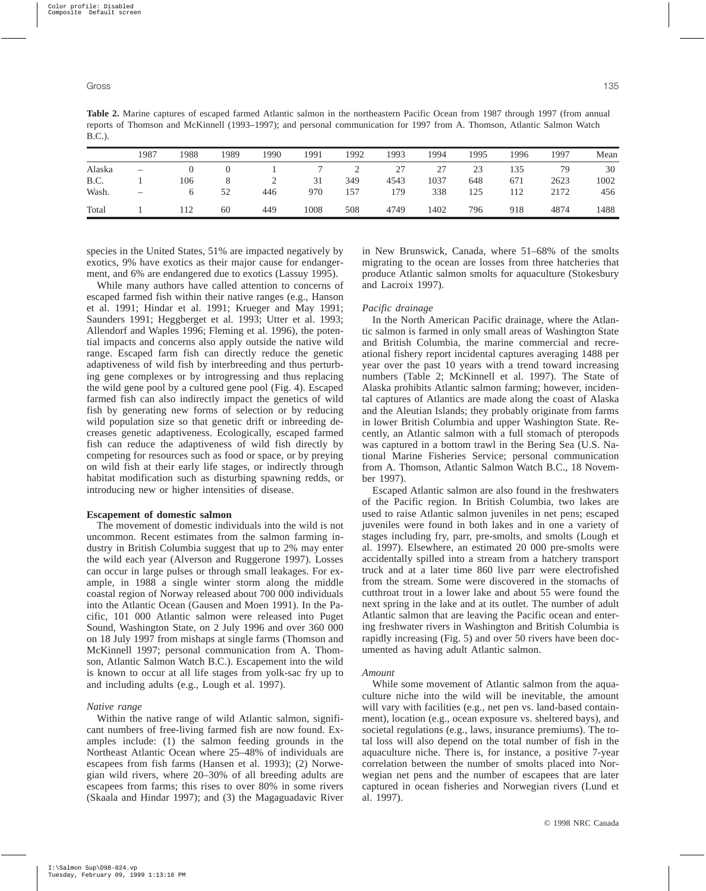**Table 2.** Marine captures of escaped farmed Atlantic salmon in the northeastern Pacific Ocean from 1987 through 1997 (from annual reports of Thomson and McKinnell (1993–1997); and personal communication for 1997 from A. Thomson, Atlantic Salmon Watch B.C.).

| | 1987 | 1988 | 1989 | 1990 | 1991 | 1992 | 1993 | 1994 | 1995 | 1996 | 1997 | Mean |
|---|---|---|---|---|---|---|---|---|---|---|---|---|
| Alaska | – | 0 | 0 | 1 | 7 | 2 | 27 | 27 | 23 | 135 | 79 | 30 |
| B.C. | 1 | 106 | 8 | 2 | 31 | 349 | 4543 | 1037 | 648 | 671 | 2623 | 1002 |
| Wash. | – | 6 | 52 | 446 | 970 | 157 | 179 | 338 | 125 | 112 | 2172 | 456 |
| Total | 1 | 112 | 60 | 449 | 1008 | 508 | 4749 | 1402 | 796 | 918 | 4874 | 1488 |

species in the United States, 51% are impacted negatively by exotics, 9% have exotics as their major cause for endangerment, and 6% are endangered due to exotics (Lassuy 1995).

While many authors have called attention to concerns of escaped farmed fish within their native ranges (e.g., Hanson et al. 1991; Hindar et al. 1991; Krueger and May 1991; Saunders 1991; Heggberget et al. 1993; Utter et al. 1993; Allendorf and Waples 1996; Fleming et al. 1996), the potential impacts and concerns also apply outside the native wild range. Escaped farm fish can directly reduce the genetic adaptiveness of wild fish by interbreeding and thus perturbing gene complexes or by introgressing and thus replacing the wild gene pool by a cultured gene pool (Fig. 4). Escaped farmed fish can also indirectly impact the genetics of wild fish by generating new forms of selection or by reducing wild population size so that genetic drift or inbreeding decreases genetic adaptiveness. Ecologically, escaped farmed fish can reduce the adaptiveness of wild fish directly by competing for resources such as food or space, or by preying on wild fish at their early life stages, or indirectly through habitat modification such as disturbing spawning redds, or introducing new or higher intensities of disease.

## Escapement of domestic salmon

The movement of domestic individuals into the wild is not uncommon. Recent estimates from the salmon farming industry in British Columbia suggest that up to 2% may enter the wild each year (Alverson and Ruggerone 1997). Losses can occur in large pulses or through small leakages. For example, in 1988 a single winter storm along the middle coastal region of Norway released about 700 000 individuals into the Atlantic Ocean (Gausen and Moen 1991). In the Pacific, 101 000 Atlantic salmon were released into Puget Sound, Washington State, on 2 July 1996 and over 360 000 on 18 July 1997 from mishaps at single farms (Thomson and McKinnell 1997; personal communication from A. Thomson, Atlantic Salmon Watch B.C.). Escapement into the wild is known to occur at all life stages from yolk-sac fry up to and including adults (e.g., Lough et al. 1997).

### *Native range*

Within the native range of wild Atlantic salmon, significant numbers of free-living farmed fish are now found. Examples include: (1) the salmon feeding grounds in the Northeast Atlantic Ocean where 25–48% of individuals are escapees from fish farms (Hansen et al. 1993); (2) Norwegian wild rivers, where 20–30% of all breeding adults are escapees from farms; this rises to over 80% in some rivers (Skaala and Hindar 1997); and (3) the Magaguadavic River in New Brunswick, Canada, where 51–68% of the smolts migrating to the ocean are losses from three hatcheries that produce Atlantic salmon smolts for aquaculture (Stokesbury and Lacroix 1997).

### *Pacific drainage*

In the North American Pacific drainage, where the Atlantic salmon is farmed in only small areas of Washington State and British Columbia, the marine commercial and recreational fishery report incidental captures averaging 1488 per year over the past 10 years with a trend toward increasing numbers (Table 2; McKinnell et al. 1997). The State of Alaska prohibits Atlantic salmon farming; however, incidental captures of Atlantics are made along the coast of Alaska and the Aleutian Islands; they probably originate from farms in lower British Columbia and upper Washington State. Recently, an Atlantic salmon with a full stomach of pteropods was captured in a bottom trawl in the Bering Sea (U.S. National Marine Fisheries Service; personal communication from A. Thomson, Atlantic Salmon Watch B.C., 18 November 1997).

Escaped Atlantic salmon are also found in the freshwaters of the Pacific region. In British Columbia, two lakes are used to raise Atlantic salmon juveniles in net pens; escaped juveniles were found in both lakes and in one a variety of stages including fry, parr, pre-smolts, and smolts (Lough et al. 1997). Elsewhere, an estimated 20 000 pre-smolts were accidentally spilled into a stream from a hatchery transport truck and at a later time 860 live parr were electrofished from the stream. Some were discovered in the stomachs of cutthroat trout in a lower lake and about 55 were found the next spring in the lake and at its outlet. The number of adult Atlantic salmon that are leaving the Pacific ocean and entering freshwater rivers in Washington and British Columbia is rapidly increasing (Fig. 5) and over 50 rivers have been documented as having adult Atlantic salmon.

### *Amount*

While some movement of Atlantic salmon from the aquaculture niche into the wild will be inevitable, the amount will vary with facilities (e.g., net pen vs. land-based containment), location (e.g., ocean exposure vs. sheltered bays), and societal regulations (e.g., laws, insurance premiums). The total loss will also depend on the total number of fish in the aquaculture niche. There is, for instance, a positive 7-year correlation between the number of smolts placed into Norwegian net pens and the number of escapees that are later captured in ocean fisheries and Norwegian rivers (Lund et al. 1997).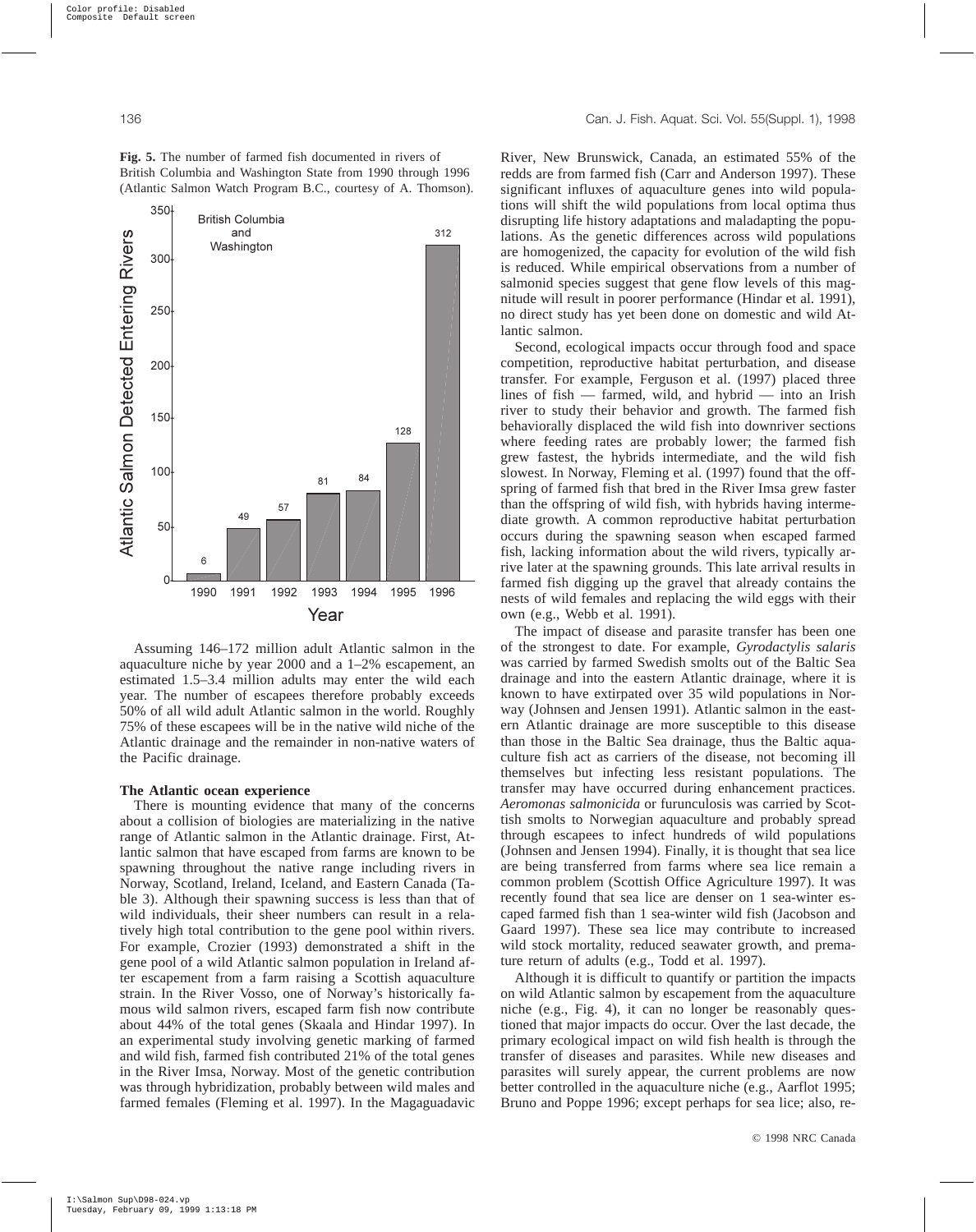**Fig. 5.** The number of farmed fish documented in rivers of British Columbia and Washington State from 1990 through 1996 (Atlantic Salmon Watch Program B.C., courtesy of A. Thomson).

Assuming 146–172 million adult Atlantic salmon in the aquaculture niche by year 2000 and a 1–2% escapement, an estimated 1.5–3.4 million adults may enter the wild each year. The number of escapees therefore probably exceeds 50% of all wild adult Atlantic salmon in the world. Roughly 75% of these escapees will be in the native wild niche of the Atlantic drainage and the remainder in non-native waters of the Pacific drainage.

### The Atlantic ocean experience

There is mounting evidence that many of the concerns about a collision of biologies are materializing in the native range of Atlantic salmon in the Atlantic drainage. First, Atlantic salmon that have escaped from farms are known to be spawning throughout the native range including rivers in Norway, Scotland, Ireland, Iceland, and Eastern Canada (Table 3). Although their spawning success is less than that of wild individuals, their sheer numbers can result in a relatively high total contribution to the gene pool within rivers. For example, Crozier (1993) demonstrated a shift in the gene pool of a wild Atlantic salmon population in Ireland after escapement from a farm raising a Scottish aquaculture strain. In the River Vosso, one of Norway's historically famous wild salmon rivers, escaped farm fish now contribute about 44% of the total genes (Skaala and Hindar 1997). In an experimental study involving genetic marking of farmed and wild fish, farmed fish contributed 21% of the total genes in the River Imsa, Norway. Most of the genetic contribution was through hybridization, probably between wild males and farmed females (Fleming et al. 1997). In the Magaguadavic River, New Brunswick, Canada, an estimated 55% of the redds are from farmed fish (Carr and Anderson 1997). These significant influxes of aquaculture genes into wild populations will shift the wild populations from local optima thus disrupting life history adaptations and maladapting the populations. As the genetic differences across wild populations are homogenized, the capacity for evolution of the wild fish is reduced. While empirical observations from a number of salmonid species suggest that gene flow levels of this magnitude will result in poorer performance (Hindar et al. 1991), no direct study has yet been done on domestic and wild Atlantic salmon.

Second, ecological impacts occur through food and space competition, reproductive habitat perturbation, and disease transfer. For example, Ferguson et al. (1997) placed three lines of fish — farmed, wild, and hybrid — into an Irish river to study their behavior and growth. The farmed fish behaviorally displaced the wild fish into downriver sections where feeding rates are probably lower; the farmed fish grew fastest, the hybrids intermediate, and the wild fish slowest. In Norway, Fleming et al. (1997) found that the offspring of farmed fish that bred in the River Imsa grew faster than the offspring of wild fish, with hybrids having intermediate growth. A common reproductive habitat perturbation occurs during the spawning season when escaped farmed fish, lacking information about the wild rivers, typically arrive later at the spawning grounds. This late arrival results in farmed fish digging up the gravel that already contains the nests of wild females and replacing the wild eggs with their own (e.g., Webb et al. 1991).

The impact of disease and parasite transfer has been one of the strongest to date. For example, *Gyrodactylis salaris* was carried by farmed Swedish smolts out of the Baltic Sea drainage and into the eastern Atlantic drainage, where it is known to have extirpated over 35 wild populations in Norway (Johnsen and Jensen 1991). Atlantic salmon in the eastern Atlantic drainage are more susceptible to this disease than those in the Baltic Sea drainage, thus the Baltic aquaculture fish act as carriers of the disease, not becoming ill themselves but infecting less resistant populations. The transfer may have occurred during enhancement practices. *Aeromonas salmonicida* or furunculosis was carried by Scottish smolts to Norwegian aquaculture and probably spread through escapees to infect hundreds of wild populations (Johnsen and Jensen 1994). Finally, it is thought that sea lice are being transferred from farms where sea lice remain a common problem (Scottish Office Agriculture 1997). It was recently found that sea lice are denser on 1 sea-winter escaped farmed fish than 1 sea-winter wild fish (Jacobson and Gaard 1997). These sea lice may contribute to increased wild stock mortality, reduced seawater growth, and premature return of adults (e.g., Todd et al. 1997).

Although it is difficult to quantify or partition the impacts on wild Atlantic salmon by escapement from the aquaculture niche (e.g., Fig. 4), it can no longer be reasonably questioned that major impacts do occur. Over the last decade, the primary ecological impact on wild fish health is through the transfer of diseases and parasites. While new diseases and parasites will surely appear, the current problems are now better controlled in the aquaculture niche (e.g., Aarflot 1995; Bruno and Poppe 1996; except perhaps for sea lice; also, re-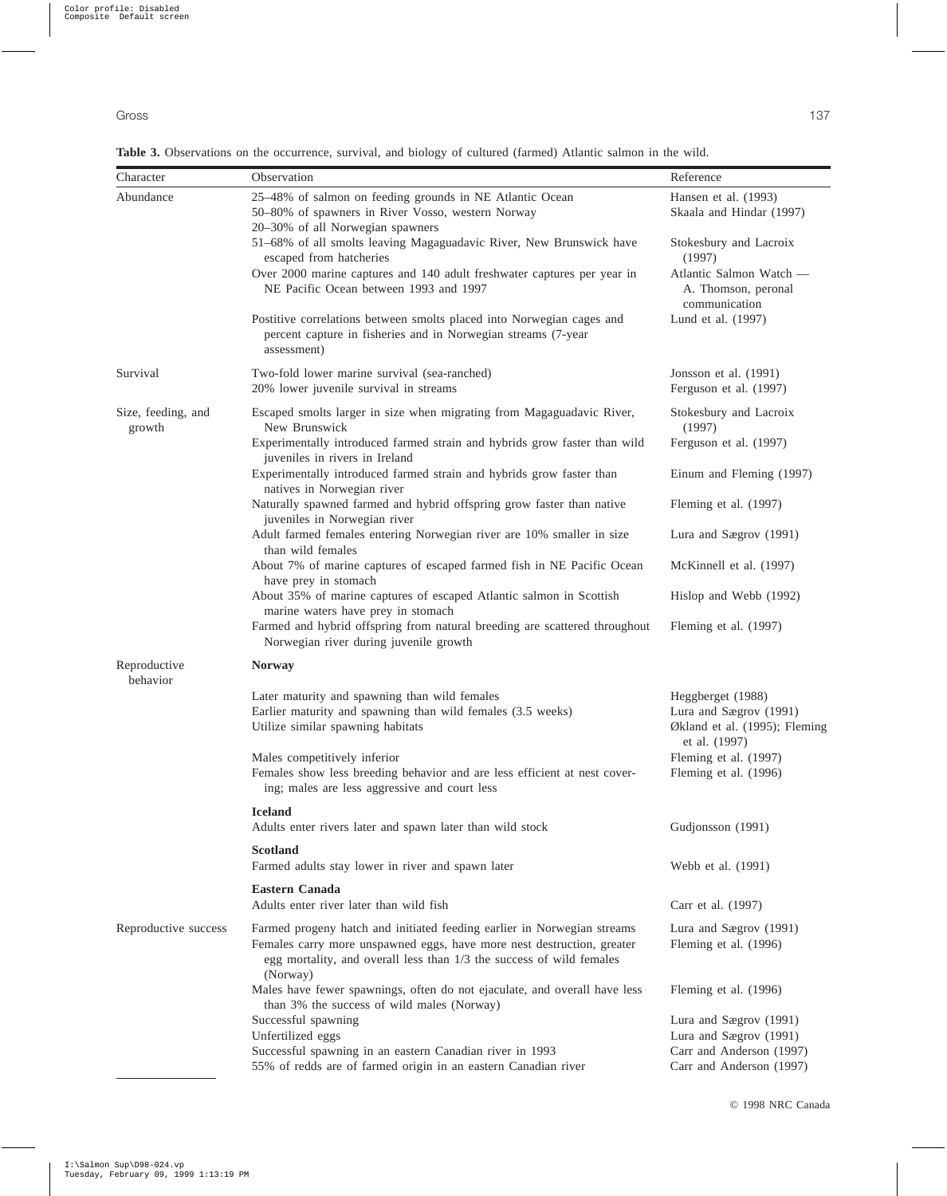**Table 3.** Observations on the occurrence, survival, and biology of cultured (farmed) Atlantic salmon in the wild.

| Character | Observation | Reference |
|---|---|---|
| Abundance | 25–48% of salmon on feeding grounds in NE Atlantic Ocean | Hansen et al. (1993) |
| | 50–80% of spawners in River Vosso, western Norway | Skaala and Hindar (1997) |
| | 20–30% of all Norwegian spawners | |
| | 51–68% of all smolts leaving Magaguadavic River, New Brunswick have escaped from hatcheries | Stokesbury and Lacroix (1997) |
| | Over 2000 marine captures and 140 adult freshwater captures per year in NE Pacific Ocean between 1993 and 1997 | Atlantic Salmon Watch — A. Thomson, peronal communication |
| | Positive correlations between smolts placed into Norwegian cages and percent capture in fisheries and in Norwegian streams (7-year assessment) | Lund et al. (1997) |
| Survival | Two-fold lower marine survival (sea-ranched) | Jonsson et al. (1991) |
| | 20% lower juvenile survival in streams | Ferguson et al. (1997) |
| Size, feeding, and growth | Escaped smolts larger in size when migrating from Magaguadavic River, New Brunswick | Stokesbury and Lacroix (1997) |
| | Experimentally introduced farmed strain and hybrids grow faster than wild juveniles in rivers in Ireland | Ferguson et al. (1997) |
| | Experimentally introduced farmed strain and hybrids grow faster than natives in Norwegian river | Einum and Fleming (1997) |
| | Naturally spawned farmed and hybrid offspring grow faster than native juveniles in Norwegian river | Fleming et al. (1997) |
| | Adult farmed females entering Norwegian river are 10% smaller in size than wild females | Lura and Sægrov (1991) |
| | About 7% of marine captures of escaped farmed fish in NE Pacific Ocean have prey in stomach | McKinnell et al. (1997) |
| | About 35% of marine captures of escaped Atlantic salmon in Scottish marine waters have prey in stomach | Hislop and Webb (1992) |
| | Farmed and hybrid offspring from natural breeding are scattered throughout Norwegian river during juvenile growth | Fleming et al. (1997) |
| Reproductive behavior | **Norway** | |
| | Later maturity and spawning than wild females | Heggberget (1988) |
| | Earlier maturity and spawning than wild females (3.5 weeks) | Lura and Sægrov (1991) |
| | Utilize similar spawning habitats | Økland et al. (1995); Fleming et al. (1997) |
| | Males competitively inferior | Fleming et al. (1997) |
| | Females show less breeding behavior and are less efficient at nest covering; males are less aggressive and court less | Fleming et al. (1996) |
| | **Iceland** | |
| | Adults enter rivers later and spawn later than wild stock | Gudjonsson (1991) |
| | **Scotland** | |
| | Farmed adults stay lower in river and spawn later | Webb et al. (1991) |
| | **Eastern Canada** | |
| | Adults enter river later than wild fish | Carr et al. (1997) |
| Reproductive success | Farmed progeny hatch and initiated feeding earlier in Norwegian streams | Lura and Sægrov (1991) |
| | Females carry more unspawned eggs, have more nest destruction, greater egg mortality, and overall less than 1/3 the success of wild females (Norway) | Fleming et al. (1996) |
| | Males have fewer spawnings, often do not ejaculate, and overall have less than 3% the success of wild males (Norway) | Fleming et al. (1996) |
| | Successful spawning | Lura and Sægrov (1991) |
| | Unfertilized eggs | Lura and Sægrov (1991) |
| | Successful spawning in an eastern Canadian river in 1993 | Carr and Anderson (1997) |
| | 55% of redds are of farmed origin in an eastern Canadian river | Carr and Anderson (1997) |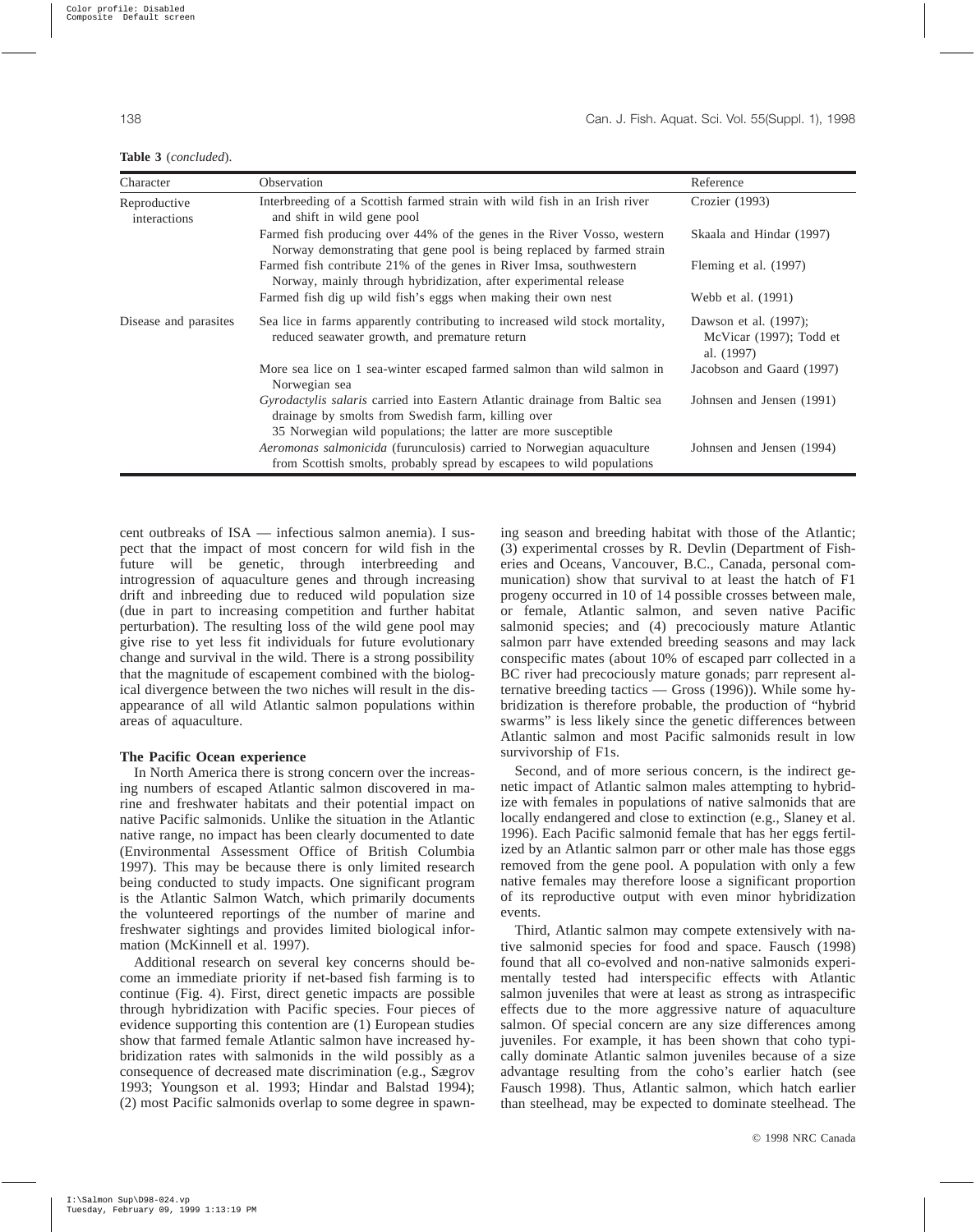**Table 3** (*concluded*).

| Character | Observation | Reference |
|---|---|---|
| Reproductive interactions | Interbreeding of a Scottish farmed strain with wild fish in an Irish river and shift in wild gene pool | Crozier (1993) |
| | Farmed fish producing over 44% of the genes in the River Vosso, western Norway demonstrating that gene pool is being replaced by farmed strain | Skaala and Hindar (1997) |
| | Farmed fish contribute 21% of the genes in River Imsa, southwestern Norway, mainly through hybridization, after experimental release | Fleming et al. (1997) |
| | Farmed fish dig up wild fish's eggs when making their own nest | Webb et al. (1991) |
| Disease and parasites | Sea lice in farms apparently contributing to increased wild stock mortality, reduced seawater growth, and premature return | Dawson et al. (1997); McVicar (1997); Todd et al. (1997) |
| | More sea lice on 1 sea-winter escaped farmed salmon than wild salmon in Norwegian sea | Jacobson and Gaard (1997) |
| | *Gyrodactylis salaris* carried into Eastern Atlantic drainage from Baltic sea drainage by smolts from Swedish farm, killing over 35 Norwegian wild populations; the latter are more susceptible | Johnsen and Jensen (1991) |
| | *Aeromonas salmonicida* (furunculosis) carried to Norwegian aquaculture from Scottish smolts, probably spread by escapees to wild populations | Johnsen and Jensen (1994) |

cent outbreaks of ISA — infectious salmon anemia). I suspect that the impact of most concern for wild fish in the future will be genetic, through interbreeding and introgression of aquaculture genes and through increasing drift and inbreeding due to reduced wild population size (due in part to increasing competition and further habitat perturbation). The resulting loss of the wild gene pool may give rise to yet less fit individuals for future evolutionary change and survival in the wild. There is a strong possibility that the magnitude of escapement combined with the biological divergence between the two niches will result in the disappearance of all wild Atlantic salmon populations within areas of aquaculture.

### The Pacific Ocean experience

In North America there is strong concern over the increasing numbers of escaped Atlantic salmon discovered in marine and freshwater habitats and their potential impact on native Pacific salmonids. Unlike the situation in the Atlantic native range, no impact has been clearly documented to date (Environmental Assessment Office of British Columbia 1997). This may be because there is only limited research being conducted to study impacts. One significant program is the Atlantic Salmon Watch, which primarily documents the volunteered reportings of the number of marine and freshwater sightings and provides limited biological information (McKinnell et al. 1997).

Additional research on several key concerns should become an immediate priority if net-based fish farming is to continue (Fig. 4). First, direct genetic impacts are possible through hybridization with Pacific species. Four pieces of evidence supporting this contention are (1) European studies show that farmed female Atlantic salmon have increased hybridization rates with salmonids in the wild possibly as a consequence of decreased mate discrimination (e.g., Sægrov 1993; Youngson et al. 1993; Hindar and Balstad 1994); (2) most Pacific salmonids overlap to some degree in spawning season and breeding habitat with those of the Atlantic; (3) experimental crosses by R. Devlin (Department of Fisheries and Oceans, Vancouver, B.C., Canada, personal communication) show that survival to at least the hatch of F1 progeny occurred in 10 of 14 possible crosses between male, or female, Atlantic salmon, and seven native Pacific salmonid species; and (4) precociously mature Atlantic salmon parr have extended breeding seasons and may lack conspecific mates (about 10% of escaped parr collected in a BC river had precociously mature gonads; parr represent alternative breeding tactics — Gross (1996)). While some hybridization is therefore probable, the production of "hybrid swarms" is less likely since the genetic differences between Atlantic salmon and most Pacific salmonids result in low survivorship of F1s.

Second, and of more serious concern, is the indirect genetic impact of Atlantic salmon males attempting to hybridize with females in populations of native salmonids that are locally endangered and close to extinction (e.g., Slaney et al. 1996). Each Pacific salmonid female that has her eggs fertilized by an Atlantic salmon parr or other male has those eggs removed from the gene pool. A population with only a few native females may therefore loose a significant proportion of its reproductive output with even minor hybridization events.

Third, Atlantic salmon may compete extensively with native salmonid species for food and space. Fausch (1998) found that all co-evolved and non-native salmonids experimentally tested had interspecific effects with Atlantic salmon juveniles that were at least as strong as intraspecific effects due to the more aggressive nature of aquaculture salmon. Of special concern are any size differences among juveniles. For example, it has been shown that coho typically dominate Atlantic salmon juveniles because of a size advantage resulting from the coho's earlier hatch (see Fausch 1998). Thus, Atlantic salmon, which hatch earlier than steelhead, may be expected to dominate steelhead. The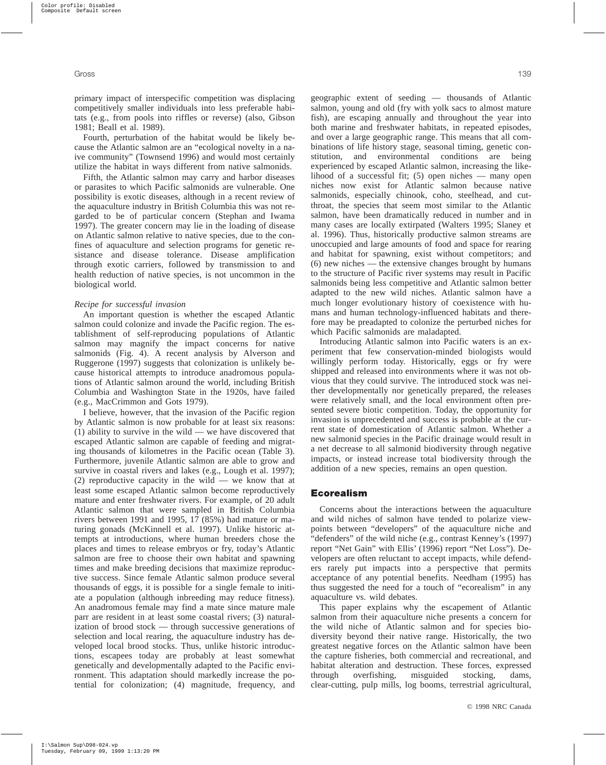primary impact of interspecific competition was displacing competitively smaller individuals into less preferable habitats (e.g., from pools into riffles or reverse) (also, Gibson 1981; Beall et al. 1989).

Fourth, perturbation of the habitat would be likely because the Atlantic salmon are an "ecological novelty in a naive community" (Townsend 1996) and would most certainly utilize the habitat in ways different from native salmonids.

Fifth, the Atlantic salmon may carry and harbor diseases or parasites to which Pacific salmonids are vulnerable. One possibility is exotic diseases, although in a recent review of the aquaculture industry in British Columbia this was not regarded to be of particular concern (Stephan and Iwama 1997). The greater concern may lie in the loading of disease on Atlantic salmon relative to native species, due to the confines of aquaculture and selection programs for genetic resistance and disease tolerance. Disease amplification through exotic carriers, followed by transmission to and health reduction of native species, is not uncommon in the biological world.

*Recipe for successful invasion*

An important question is whether the escaped Atlantic salmon could colonize and invade the Pacific region. The establishment of self-reproducing populations of Atlantic salmon may magnify the impact concerns for native salmonids (Fig. 4). A recent analysis by Alverson and Ruggerone (1997) suggests that colonization is unlikely because historical attempts to introduce anadromous populations of Atlantic salmon around the world, including British Columbia and Washington State in the 1920s, have failed (e.g., MacCrimmon and Gots 1979).

I believe, however, that the invasion of the Pacific region by Atlantic salmon is now probable for at least six reasons: (1) ability to survive in the wild — we have discovered that escaped Atlantic salmon are capable of feeding and migrating thousands of kilometres in the Pacific ocean (Table 3). Furthermore, juvenile Atlantic salmon are able to grow and survive in coastal rivers and lakes (e.g., Lough et al. 1997); (2) reproductive capacity in the wild — we know that at least some escaped Atlantic salmon become reproductively mature and enter freshwater rivers. For example, of 20 adult Atlantic salmon that were sampled in British Columbia rivers between 1991 and 1995, 17 (85%) had mature or maturing gonads (McKinnell et al. 1997). Unlike historic attempts at introductions, where human breeders chose the places and times to release embryos or fry, today's Atlantic salmon are free to choose their own habitat and spawning times and make breeding decisions that maximize reproductive success. Since female Atlantic salmon produce several thousands of eggs, it is possible for a single female to initiate a population (although inbreeding may reduce fitness). An anadromous female may find a mate since mature male parr are resident in at least some coastal rivers; (3) naturalization of brood stock — through successive generations of selection and local rearing, the aquaculture industry has developed local brood stocks. Thus, unlike historic introductions, escapees today are probably at least somewhat genetically and developmentally adapted to the Pacific environment. This adaptation should markedly increase the potential for colonization; (4) magnitude, frequency, and geographic extent of seeding — thousands of Atlantic salmon, young and old (fry with yolk sacs to almost mature fish), are escaping annually and throughout the year into both marine and freshwater habitats, in repeated episodes, and over a large geographic range. This means that all combinations of life history stage, seasonal timing, genetic constitution, and environmental conditions are being experienced by escaped Atlantic salmon, increasing the likelihood of a successful fit; (5) open niches — many open niches now exist for Atlantic salmon because native salmonids, especially chinook, coho, steelhead, and cutthroat, the species that seem most similar to the Atlantic salmon, have been dramatically reduced in number and in many cases are locally extirpated (Walters 1995; Slaney et al. 1996). Thus, historically productive salmon streams are unoccupied and large amounts of food and space for rearing and habitat for spawning, exist without competitors; and (6) new niches — the extensive changes brought by humans to the structure of Pacific river systems may result in Pacific salmonids being less competitive and Atlantic salmon better adapted to the new wild niches. Atlantic salmon have a much longer evolutionary history of coexistence with humans and human technology-influenced habitats and therefore may be preadapted to colonize the perturbed niches for which Pacific salmonids are maladapted.

Introducing Atlantic salmon into Pacific waters is an experiment that few conservation-minded biologists would willingly perform today. Historically, eggs or fry were shipped and released into environments where it was not obvious that they could survive. The introduced stock was neither developmentally nor genetically prepared, the releases were relatively small, and the local environment often presented severe biotic competition. Today, the opportunity for invasion is unprecedented and success is probable at the current state of domestication of Atlantic salmon. Whether a new salmonid species in the Pacific drainage would result in a net decrease to all salmonid biodiversity through negative impacts, or instead increase total biodiversity through the addition of a new species, remains an open question.

## Ecorealism

Concerns about the interactions between the aquaculture and wild niches of salmon have tended to polarize viewpoints between "developers" of the aquaculture niche and "defenders" of the wild niche (e.g., contrast Kenney's (1997) report "Net Gain" with Ellis' (1996) report "Net Loss"). Developers are often reluctant to accept impacts, while defenders rarely put impacts into a perspective that permits acceptance of any potential benefits. Needham (1995) has thus suggested the need for a touch of "ecorealism" in any aquaculture vs. wild debates.

This paper explains why the escapement of Atlantic salmon from their aquaculture niche presents a concern for the wild niche of Atlantic salmon and for species biodiversity beyond their native range. Historically, the two greatest negative forces on the Atlantic salmon have been the capture fisheries, both commercial and recreational, and habitat alteration and destruction. These forces, expressed through overfishing, misguided stocking, dams, clear-cutting, pulp mills, log booms, terrestrial agricultural,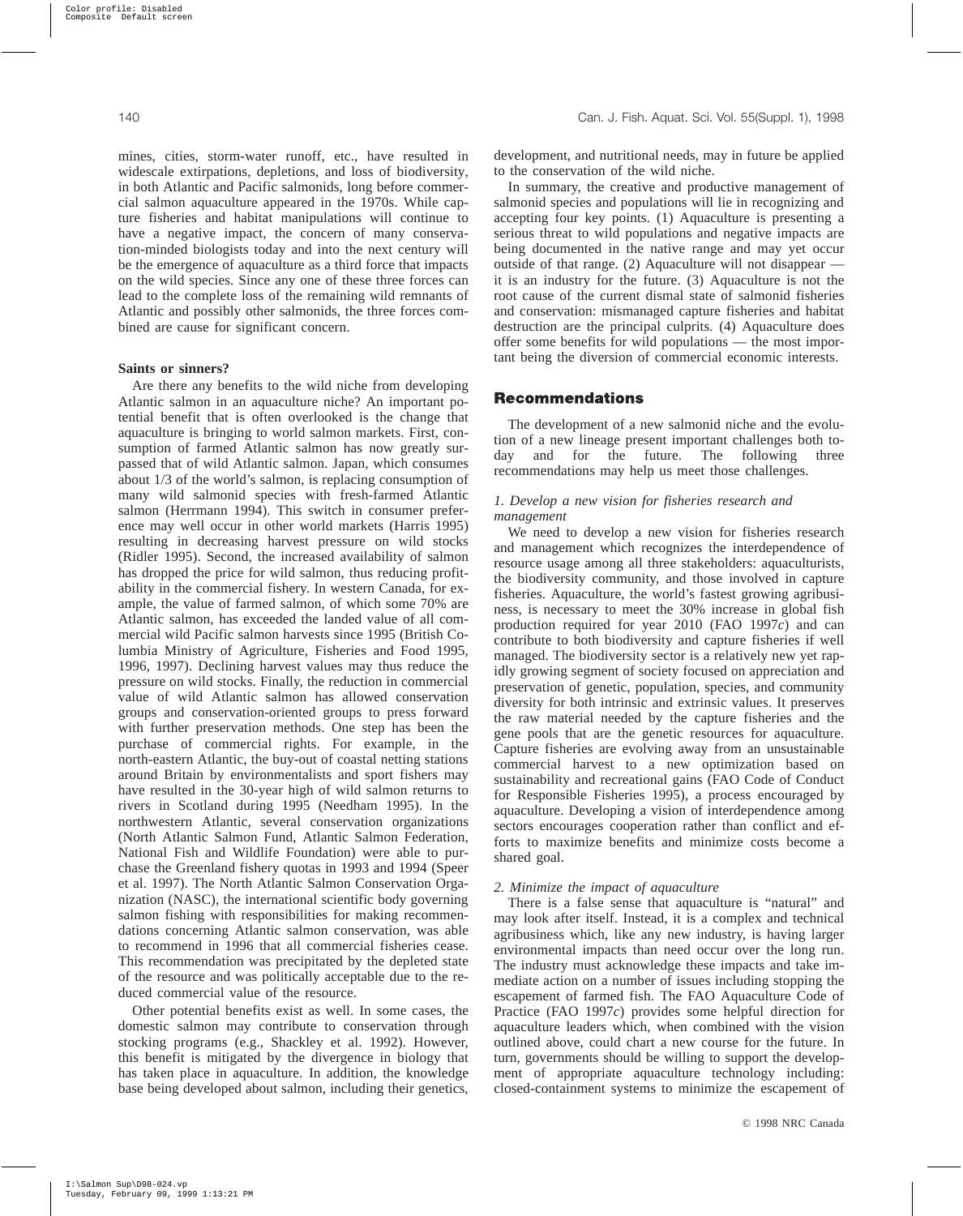mines, cities, storm-water runoff, etc., have resulted in widescale extirpations, depletions, and loss of biodiversity, in both Atlantic and Pacific salmonids, long before commercial salmon aquaculture appeared in the 1970s. While capture fisheries and habitat manipulations will continue to have a negative impact, the concern of many conservation-minded biologists today and into the next century will be the emergence of aquaculture as a third force that impacts on the wild species. Since any one of these three forces can lead to the complete loss of the remaining wild remnants of Atlantic and possibly other salmonids, the three forces combined are cause for significant concern.

### Saints or sinners?

Are there any benefits to the wild niche from developing Atlantic salmon in an aquaculture niche? An important potential benefit that is often overlooked is the change that aquaculture is bringing to world salmon markets. First, consumption of farmed Atlantic salmon has now greatly surpassed that of wild Atlantic salmon. Japan, which consumes about 1/3 of the world's salmon, is replacing consumption of many wild salmonid species with fresh-farmed Atlantic salmon (Herrmann 1994). This switch in consumer preference may well occur in other world markets (Harris 1995) resulting in decreasing harvest pressure on wild stocks (Ridler 1995). Second, the increased availability of salmon has dropped the price for wild salmon, thus reducing profitability in the commercial fishery. In western Canada, for example, the value of farmed salmon, of which some 70% are Atlantic salmon, has exceeded the landed value of all commercial wild Pacific salmon harvests since 1995 (British Columbia Ministry of Agriculture, Fisheries and Food 1995, 1996, 1997). Declining harvest values may thus reduce the pressure on wild stocks. Finally, the reduction in commercial value of wild Atlantic salmon has allowed conservation groups and conservation-oriented groups to press forward with further preservation methods. One step has been the purchase of commercial rights. For example, in the north-eastern Atlantic, the buy-out of coastal netting stations around Britain by environmentalists and sport fishers may have resulted in the 30-year high of wild salmon returns to rivers in Scotland during 1995 (Needham 1995). In the northwestern Atlantic, several conservation organizations (North Atlantic Salmon Fund, Atlantic Salmon Federation, National Fish and Wildlife Foundation) were able to purchase the Greenland fishery quotas in 1993 and 1994 (Speer et al. 1997). The North Atlantic Salmon Conservation Organization (NASC), the international scientific body governing salmon fishing with responsibilities for making recommendations concerning Atlantic salmon conservation, was able to recommend in 1996 that all commercial fisheries cease. This recommendation was precipitated by the depleted state of the resource and was politically acceptable due to the reduced commercial value of the resource.

Other potential benefits exist as well. In some cases, the domestic salmon may contribute to conservation through stocking programs (e.g., Shackley et al. 1992). However, this benefit is mitigated by the divergence in biology that has taken place in aquaculture. In addition, the knowledge base being developed about salmon, including their genetics, development, and nutritional needs, may in future be applied to the conservation of the wild niche.

In summary, the creative and productive management of salmonid species and populations will lie in recognizing and accepting four key points. (1) Aquaculture is presenting a serious threat to wild populations and negative impacts are being documented in the native range and may yet occur outside of that range. (2) Aquaculture will not disappear — it is an industry for the future. (3) Aquaculture is not the root cause of the current dismal state of salmonid fisheries and conservation: mismanaged capture fisheries and habitat destruction are the principal culprits. (4) Aquaculture does offer some benefits for wild populations — the most important being the diversion of commercial economic interests.

## Recommendations

The development of a new salmonid niche and the evolution of a new lineage present important challenges both today and for the future. The following three recommendations may help us meet those challenges.

### *1. Develop a new vision for fisheries research and management*

We need to develop a new vision for fisheries research and management which recognizes the interdependence of resource usage among all three stakeholders: aquaculturists, the biodiversity community, and those involved in capture fisheries. Aquaculture, the world's fastest growing agribusiness, is necessary to meet the 30% increase in global fish production required for year 2010 (FAO 1997*c*) and can contribute to both biodiversity and capture fisheries if well managed. The biodiversity sector is a relatively new yet rapidly growing segment of society focused on appreciation and preservation of genetic, population, species, and community diversity for both intrinsic and extrinsic values. It preserves the raw material needed by the capture fisheries and the gene pools that are the genetic resources for aquaculture. Capture fisheries are evolving away from an unsustainable commercial harvest to a new optimization based on sustainability and recreational gains (FAO Code of Conduct for Responsible Fisheries 1995), a process encouraged by aquaculture. Developing a vision of interdependence among sectors encourages cooperation rather than conflict and efforts to maximize benefits and minimize costs become a shared goal.

### *2. Minimize the impact of aquaculture*

There is a false sense that aquaculture is "natural" and may look after itself. Instead, it is a complex and technical agribusiness which, like any new industry, is having larger environmental impacts than need occur over the long run. The industry must acknowledge these impacts and take immediate action on a number of issues including stopping the escapement of farmed fish. The FAO Aquaculture Code of Practice (FAO 1997*c*) provides some helpful direction for aquaculture leaders which, when combined with the vision outlined above, could chart a new course for the future. In turn, governments should be willing to support the development of appropriate aquaculture technology including: closed-containment systems to minimize the escapement of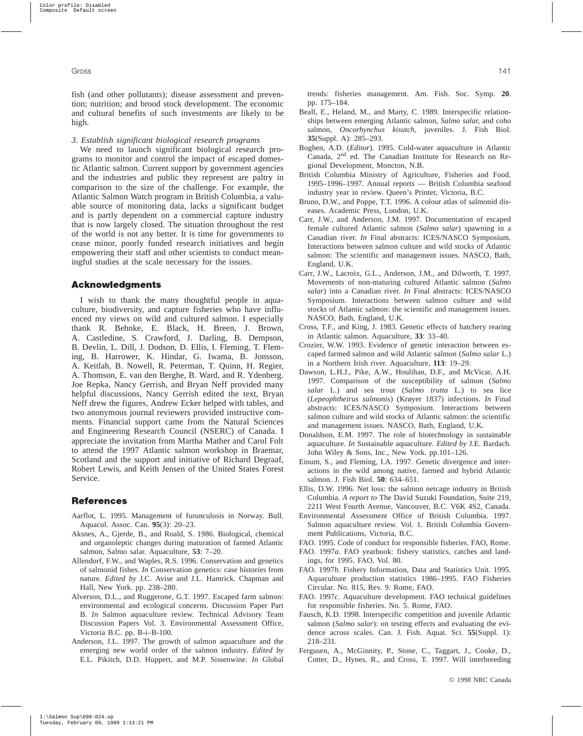fish (and other pollutants); disease assessment and prevention; nutrition; and brood stock development. The economic and cultural benefits of such investments are likely to be high.

*3. Establish significant biological research programs*

We need to launch significant biological research programs to monitor and control the impact of escaped domestic Atlantic salmon. Current support by government agencies and the industries and public they represent are paltry in comparison to the size of the challenge. For example, the Atlantic Salmon Watch program in British Columbia, a valuable source of monitoring data, lacks a significant budget and is partly dependent on a commercial capture industry that is now largely closed. The situation throughout the rest of the world is not any better. It is time for governments to cease minor, poorly funded research initiatives and begin empowering their staff and other scientists to conduct meaningful studies at the scale necessary for the issues.

## Acknowledgments

I wish to thank the many thoughtful people in aquaculture, biodiversity, and capture fisheries who have influenced my views on wild and cultured salmon. I especially thank R. Behnke, E. Black, H. Breen, J. Brown, A. Castledine, S. Crawford, J. Darling, B. Dempson, B. Devlin, L. Dill, J. Dodson, D. Ellis, I. Fleming, T. Fleming, B. Harrower, K. Hindar, G. Iwama, B. Jonsson, A. Keitlah, B. Nowell, R. Peterman, T. Quinn, H. Regier, A. Thomson, E. van den Berghe, B. Ward, and R. Ydenberg. Joe Repka, Nancy Gerrish, and Bryan Neff provided many helpful discussions, Nancy Gerrish edited the text, Bryan Neff drew the figures, Andrew Ecker helped with tables, and two anonymous journal reviewers provided instructive comments. Financial support came from the Natural Sciences and Engineering Research Council (NSERC) of Canada. I appreciate the invitation from Martha Mather and Carol Folt to attend the 1997 Atlantic salmon workshop in Braemar, Scotland and the support and initiative of Richard Degraaf, Robert Lewis, and Keith Jensen of the United States Forest Service.

## References

Aarflot, L. 1995. Management of furunculosis in Norway. Bull. Aquacul. Assoc. Can. **95**(3): 20–23.

Aksnes, A., Gjerde, B., and Roald, S. 1986. Biological, chemical and organoleptic changes during maturation of farmed Atlantic salmon, Salmo salar. Aquaculture, **53**: 7–20.

Allendorf, F.W., and Waples, R.S. 1996. Conservation and genetics of salmonid fishes. *In* Conservation genetics: case histories from nature. *Edited by* J.C. Avise and J.L. Hamrick. Chapman and Hall, New York. pp. 238–280.

Alverson, D.L., and Ruggerone, G.T. 1997. Escaped farm salmon: environmental and ecological concerns. Discussion Paper Part B. *In* Salmon aquaculture review. Technical Advisory Team Discussion Papers Vol. 3. Environmental Assessment Office, Victoria B.C. pp. B-i–B-100.

Anderson, J.L. 1997. The growth of salmon aquaculture and the emerging new world order of the salmon industry. *Edited by* E.L. Pikitch, D.D. Huppert, and M.P. Sissenwine. *In* Global trends: fisheries management. Am. Fish. Soc. Symp. **20**. pp. 175–184.

Beall, E., Heland, M., and Marty, C. 1989. Interspecific relationships between emerging Atlantic salmon, *Salmo salar*, and coho salmon, *Oncorhynchus kisutch*, juveniles. J. Fish Biol. **35**(Suppl. A): 285–293.

Boghen, A.D. (*Editor*). 1995. Cold-water aquaculture in Atlantic Canada, 2nd ed. The Canadian Institute for Research on Regional Development, Moncton, N.B.

British Columbia Ministry of Agriculture, Fisheries and Food. 1995–1996–1997. Annual reports — British Columbia seafood industry year in review. Queen's Printer, Victoria, B.C.

Bruno, D.W., and Poppe, T.T. 1996. A colour atlas of salmonid diseases. Academic Press, London, U.K.

Carr, J.W., and Anderson, J.M. 1997. Documentation of escaped female cultured Atlantic salmon (*Salmo salar*) spawning in a Canadian river. *In* Final abstracts: ICES/NASCO Symposium. Interactions between salmon culture and wild stocks of Atlantic salmon: The scientific and management issues. NASCO, Bath, England, U.K.

Carr, J.W., Lacroix, G.L., Anderson, J.M., and Dilworth, T. 1997. Movements of non-maturing cultured Atlantic salmon (*Salmo salar*) into a Canadian river. *In* Final abstracts: ICES/NASCO Symposium. Interactions between salmon culture and wild stocks of Atlantic salmon: the scientific and management issues. NASCO, Bath, England, U.K.

Cross, T.F., and King, J. 1983. Genetic effects of hatchery rearing in Atlantic salmon. Aquaculture, **33**: 33–40.

Crozier, W.W. 1993. Evidence of genetic interaction between escaped farmed salmon and wild Atlantic salmon (*Salmo salar* L.) in a Northern Irish river. Aquaculture, **113**: 19–29.

Dawson, L.H.J., Pike, A.W., Houlihan, D.F., and McVicar, A.H. 1997. Comparison of the susceptibility of salmon (*Salmo salar* L.) and sea trout (*Salmo trutta* L.) to sea lice (*Lepeophtheirus salmonis*) (Krøyer 1837) infections. *In* Final abstracts: ICES/NASCO Symposium. Interactions between salmon culture and wild stocks of Atlantic salmon: the scientific and management issues. NASCO, Bath, England, U.K.

Donaldson, E.M. 1997. The role of biotechnology in sustainable aquaculture. *In* Sustainable aquaculture. *Edited by* J.E. Bardach. John Wiley & Sons, Inc., New York. pp.101–126.

Einum, S., and Fleming, I.A. 1997. Genetic divergence and interactions in the wild among native, farmed and hybrid Atlantic salmon. J. Fish Biol. **50**: 634–651.

Ellis, D.W. 1996. Net loss: the salmon netcage industry in British Columbia. *A report to* The David Suzuki Foundation, Suite 219, 2211 West Fourth Avenue, Vancouver, B.C. V6K 4S2, Canada.

Environmental Assessment Office of British Columbia. 1997. Salmon aquaculture review. Vol. 1. British Columbia Government Publications, Victoria, B.C.

FAO. 1995. Code of conduct for responsible fisheries. FAO, Rome.

FAO. 1997*a*. FAO yearbook: fishery statistics, catches and landings, for 1995. FAO, Vol. 80.

FAO. 1997*b*. Fishery Information, Data and Statistics Unit. 1995. Aquaculture production statistics 1986–1995. FAO Fisheries Circular. No. 815, Rev. 9. Rome, FAO.

FAO. 1997*c*. Aquaculture development. FAO technical guidelines for responsible fisheries. No. 5. Rome, FAO.

Fausch, K.D. 1998. Interspecific competition and juvenile Atlantic salmon (*Salmo salar*): on testing effects and evaluating the evidence across scales. Can. J. Fish. Aquat. Sci. **55**(Suppl. 1): 218–231.

Fergusen, A., McGinnity, P., Stone, C., Taggart, J., Cooke, D., Cotter, D., Hynes, R., and Cross, T. 1997. Will interbreeding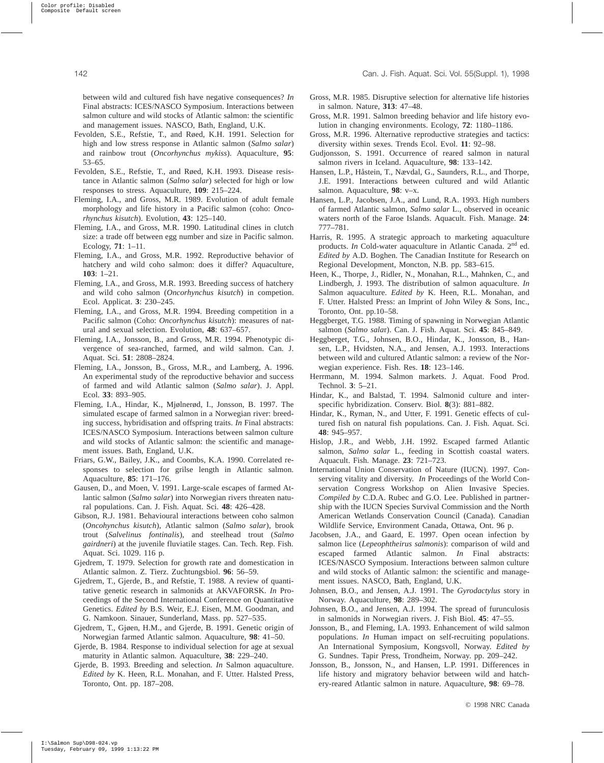between wild and cultured fish have negative consequences? *In* Final abstracts: ICES/NASCO Symposium. Interactions between salmon culture and wild stocks of Atlantic salmon: the scientific and management issues. NASCO, Bath, England, U.K.

Fevolden, S.E., Refstie, T., and Røed, K.H. 1991. Selection for high and low stress response in Atlantic salmon (*Salmo salar*) and rainbow trout (*Oncorhynchus mykiss*). Aquaculture, **95**: 53–65.

Fevolden, S.E., Refstie, T., and Røed, K.H. 1993. Disease resistance in Atlantic salmon (*Salmo salar*) selected for high or low responses to stress. Aquaculture, **109**: 215–224.

Fleming, I.A., and Gross, M.R. 1989. Evolution of adult female morphology and life history in a Pacific salmon (coho: *Oncorhynchus kisutch*). Evolution, **43**: 125–140.

Fleming, I.A., and Gross, M.R. 1990. Latitudinal clines in clutch size: a trade off between egg number and size in Pacific salmon. Ecology, **71**: 1–11.

Fleming, I.A., and Gross, M.R. 1992. Reproductive behavior of hatchery and wild coho salmon: does it differ? Aquaculture, **103**: 1–21.

Fleming, I.A., and Gross, M.R. 1993. Breeding success of hatchery and wild coho salmon (*Oncorhynchus kisutch*) in competion. Ecol. Applicat. **3**: 230–245.

Fleming, I.A., and Gross, M.R. 1994. Breeding competition in a Pacific salmon (Coho: *Oncorhynchus kisutch*): measures of natural and sexual selection. Evolution, **48**: 637–657.

Fleming, I.A., Jonsson, B., and Gross, M.R. 1994. Phenotypic divergence of sea-ranched, farmed, and wild salmon. Can. J. Aquat. Sci. **51**: 2808–2824.

Fleming, I.A., Jonsson, B., Gross, M.R., and Lamberg, A. 1996. An experimental study of the reproductive behavior and success of farmed and wild Atlantic salmon (*Salmo salar*). J. Appl. Ecol. **33**: 893–905.

Fleming, I.A., Hindar, K., Mjølnerød, I., Jonsson, B. 1997. The simulated escape of farmed salmon in a Norwegian river: breeding success, hybridisation and offspring traits. *In* Final abstracts: ICES/NASCO Symposium. Interactions between salmon culture and wild stocks of Atlantic salmon: the scientific and management issues. Bath, England, U.K.

Friars, G.W., Bailey, J.K., and Coombs, K.A. 1990. Correlated responses to selection for grilse length in Atlantic salmon. Aquaculture, **85**: 171–176.

Gausen, D., and Moen, V. 1991. Large-scale escapes of farmed Atlantic salmon (*Salmo salar*) into Norwegian rivers threaten natural populations. Can. J. Fish. Aquat. Sci. **48**: 426–428.

Gibson, R.J. 1981. Behavioural interactions between coho salmon (*Oncohynchus kisutch*), Atlantic salmon (*Salmo salar*), brook trout (*Salvelinus fontinalis*), and steelhead trout (*Salmo gairdneri*) at the juvenile fluviatile stages. Can. Tech. Rep. Fish. Aquat. Sci. 1029. 116 p.

Gjedrem, T. 1979. Selection for growth rate and domestication in Atlantic salmon. Z. Tierz. Zuchtungsbiol. **96**: 56–59.

Gjedrem, T., Gjerde, B., and Refstie, T. 1988. A review of quantitative genetic research in salmonids at AKVAFORSK. *In* Proceedings of the Second International Conference on Quantitative Genetics. *Edited by* B.S. Weir, E.J. Eisen, M.M. Goodman, and G. Namkoon. Sinauer, Sunderland, Mass. pp. 527–535.

Gjedrem, T., Gjøen, H.M., and Gjerde, B. 1991. Genetic origin of Norwegian farmed Atlantic salmon. Aquaculture, **98**: 41–50.

Gjerde, B. 1984. Response to individual selection for age at sexual maturity in Atlantic salmon. Aquaculture, **38**: 229–240.

Gjerde, B. 1993. Breeding and selection. *In* Salmon aquaculture. *Edited by* K. Heen, R.L. Monahan, and F. Utter. Halsted Press, Toronto, Ont. pp. 187–208.

Gross, M.R. 1985. Disruptive selection for alternative life histories in salmon. Nature, **313**: 47–48.

Gross, M.R. 1991. Salmon breeding behavior and life history evolution in changing environments. Ecology, **72**: 1180–1186.

Gross, M.R. 1996. Alternative reproductive strategies and tactics: diversity within sexes. Trends Ecol. Evol. **11**: 92–98.

Gudjonsson, S. 1991. Occurrence of reared salmon in natural salmon rivers in Iceland. Aquaculture, **98**: 133–142.

Hansen, L.P., Håstein, T., Nævdal, G., Saunders, R.L., and Thorpe, J.E. 1991. Interactions between cultured and wild Atlantic salmon. Aquaculture, **98**: v–x.

Hansen, L.P., Jacobsen, J.A., and Lund, R.A. 1993. High numbers of farmed Atlantic salmon, *Salmo salar* L., observed in oceanic waters north of the Faroe Islands. Aquacult. Fish. Manage. **24**: 777–781.

Harris, R. 1995. A strategic approach to marketing aquaculture products. *In* Cold-water aquaculture in Atlantic Canada. 2nd ed. *Edited by* A.D. Boghen. The Canadian Institute for Research on Regional Development, Moncton, N.B. pp. 583–615.

Heen, K., Thorpe, J., Ridler, N., Monahan, R.L., Mahnken, C., and Lindbergh, J. 1993. The distribution of salmon aquaculture. *In* Salmon aquaculture. *Edited by* K. Heen, R.L. Monahan, and F. Utter. Halsted Press: an Imprint of John Wiley & Sons, Inc., Toronto, Ont. pp.10–58.

Heggberget, T.G. 1988. Timing of spawning in Norwegian Atlantic salmon (*Salmo salar*). Can. J. Fish. Aquat. Sci. **45**: 845–849.

Heggberget, T.G., Johnsen, B.O., Hindar, K., Jonsson, B., Hansen, L.P., Hvidsten, N.A., and Jensen, A.J. 1993. Interactions between wild and cultured Atlantic salmon: a review of the Norwegian experience. Fish. Res. **18**: 123–146.

Herrmann, M. 1994. Salmon markets. J. Aquat. Food Prod. Technol. **3**: 5–21.

Hindar, K., and Balstad, T. 1994. Salmonid culture and interspecific hybridization. Conserv. Biol. **8**(3): 881–882.

Hindar, K., Ryman, N., and Utter, F. 1991. Genetic effects of cultured fish on natural fish populations. Can. J. Fish. Aquat. Sci. **48**: 945–957.

Hislop, J.R., and Webb, J.H. 1992. Escaped farmed Atlantic salmon, *Salmo salar* L., feeding in Scottish coastal waters. Aquacult. Fish. Manage. **23**: 721–723.

International Union Conservation of Nature (IUCN). 1997. Conserving vitality and diversity. *In* Proceedings of the World Conservation Congress Workshop on Alien Invasive Species. *Compiled by* C.D.A. Rubec and G.O. Lee. Published in partnership with the IUCN Species Survival Commission and the North American Wetlands Conservation Council (Canada). Canadian Wildlife Service, Environment Canada, Ottawa, Ont. 96 p.

Jacobsen, J.A., and Gaard, E. 1997. Open ocean infection by salmon lice (*Lepeophtheirus salmonis*): comparison of wild and escaped farmed Atlantic salmon. *In* Final abstracts: ICES/NASCO Symposium. Interactions between salmon culture and wild stocks of Atlantic salmon: the scientific and management issues. NASCO, Bath, England, U.K.

Johnsen, B.O., and Jensen, A.J. 1991. The *Gyrodactylus* story in Norway. Aquaculture, **98**: 289–302.

Johnsen, B.O., and Jensen, A.J. 1994. The spread of furunculosis in salmonids in Norwegian rivers. J. Fish Biol. **45**: 47–55.

Jonsson, B., and Fleming, I.A. 1993. Enhancement of wild salmon populations. *In* Human impact on self-recruiting populations. An International Symposium, Kongsvoll, Norway. *Edited by* G. Sundnes. Tapir Press, Trondheim, Norway. pp. 209–242.

Jonsson, B., Jonsson, N., and Hansen, L.P. 1991. Differences in life history and migratory behavior between wild and hatchery-reared Atlantic salmon in nature. Aquaculture, **98**: 69–78.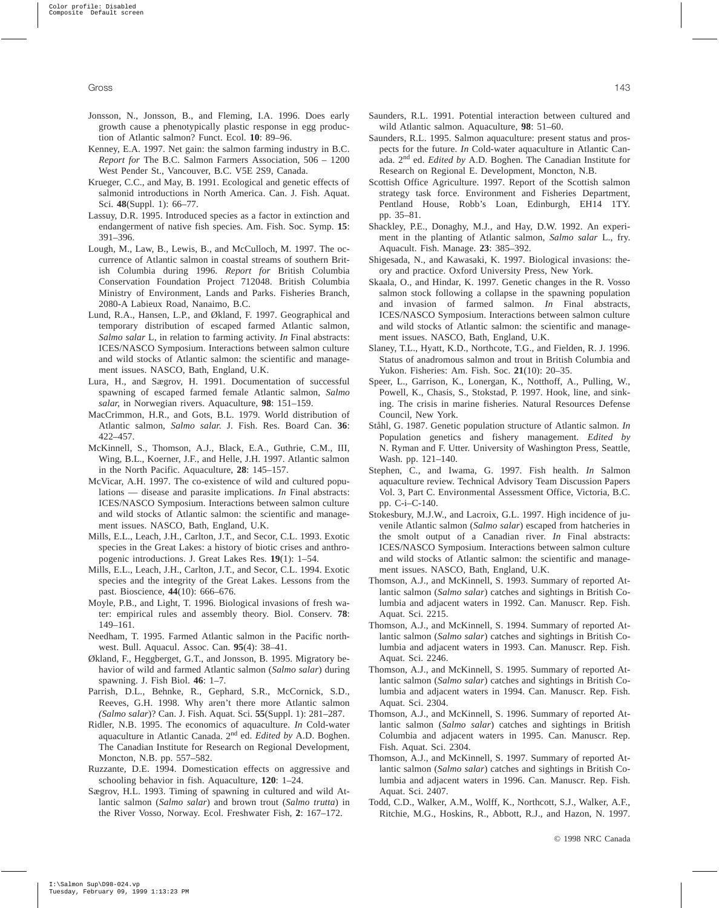Jonsson, N., Jonsson, B., and Fleming, I.A. 1996. Does early growth cause a phenotypically plastic response in egg production of Atlantic salmon? Funct. Ecol. **10**: 89–96.

Kenney, E.A. 1997. Net gain: the salmon farming industry in B.C. *Report for* The B.C. Salmon Farmers Association, 506 – 1200 West Pender St., Vancouver, B.C. V5E 2S9, Canada.

Krueger, C.C., and May, B. 1991. Ecological and genetic effects of salmonid introductions in North America. Can. J. Fish. Aquat. Sci. **48**(Suppl. 1): 66–77.

Lassuy, D.R. 1995. Introduced species as a factor in extinction and endangerment of native fish species. Am. Fish. Soc. Symp. **15**: 391–396.

Lough, M., Law, B., Lewis, B., and McCulloch, M. 1997. The occurrence of Atlantic salmon in coastal streams of southern British Columbia during 1996. *Report for* British Columbia Conservation Foundation Project 712048. British Columbia Ministry of Environment, Lands and Parks. Fisheries Branch, 2080-A Labieux Road, Nanaimo, B.C.

Lund, R.A., Hansen, L.P., and Økland, F. 1997. Geographical and temporary distribution of escaped farmed Atlantic salmon, *Salmo salar* L, in relation to farming activity. *In* Final abstracts: ICES/NASCO Symposium. Interactions between salmon culture and wild stocks of Atlantic salmon: the scientific and management issues. NASCO, Bath, England, U.K.

Lura, H., and Sægrov, H. 1991. Documentation of successful spawning of escaped farmed female Atlantic salmon, *Salmo salar*, in Norwegian rivers. Aquaculture, **98**: 151–159.

MacCrimmon, H.R., and Gots, B.L. 1979. World distribution of Atlantic salmon, *Salmo salar*. J. Fish. Res. Board Can. **36**: 422–457.

McKinnell, S., Thomson, A.J., Black, E.A., Guthrie, C.M., III, Wing, B.L., Koerner, J.F., and Helle, J.H. 1997. Atlantic salmon in the North Pacific. Aquaculture, **28**: 145–157.

McVicar, A.H. 1997. The co-existence of wild and cultured populations — disease and parasite implications. *In* Final abstracts: ICES/NASCO Symposium. Interactions between salmon culture and wild stocks of Atlantic salmon: the scientific and management issues. NASCO, Bath, England, U.K.

Mills, E.L., Leach, J.H., Carlton, J.T., and Secor, C.L. 1993. Exotic species in the Great Lakes: a history of biotic crises and anthropogenic introductions. J. Great Lakes Res. **19**(1): 1–54.

Mills, E.L., Leach, J.H., Carlton, J.T., and Secor, C.L. 1994. Exotic species and the integrity of the Great Lakes. Lessons from the past. Bioscience, **44**(10): 666–676.

Moyle, P.B., and Light, T. 1996. Biological invasions of fresh water: empirical rules and assembly theory. Biol. Conserv. **78**: 149–161.

Needham, T. 1995. Farmed Atlantic salmon in the Pacific northwest. Bull. Aquacul. Assoc. Can. **95**(4): 38–41.

Økland, F., Heggberget, G.T., and Jonsson, B. 1995. Migratory behavior of wild and farmed Atlantic salmon (*Salmo salar*) during spawning. J. Fish Biol. **46**: 1–7.

Parrish, D.L., Behnke, R., Gephard, S.R., McCornick, S.D., Reeves, G.H. 1998. Why aren't there more Atlantic salmon *(Salmo salar*)? Can. J. Fish. Aquat. Sci. **55**(Suppl. 1): 281–287.

Ridler, N.B. 1995. The economics of aquaculture. *In* Cold-water aquaculture in Atlantic Canada. 2nd ed. *Edited by* A.D. Boghen. The Canadian Institute for Research on Regional Development, Moncton, N.B. pp. 557–582.

Ruzzante, D.E. 1994. Domestication effects on aggressive and schooling behavior in fish. Aquaculture, **120**: 1–24.

Sægrov, H.L. 1993. Timing of spawning in cultured and wild Atlantic salmon (*Salmo salar*) and brown trout (*Salmo trutta*) in the River Vosso, Norway. Ecol. Freshwater Fish, **2**: 167–172.

Saunders, R.L. 1991. Potential interaction between cultured and wild Atlantic salmon. Aquaculture, **98**: 51–60.

Saunders, R.L. 1995. Salmon aquaculture: present status and prospects for the future. *In* Cold-water aquaculture in Atlantic Canada. 2nd ed. *Edited by* A.D. Boghen. The Canadian Institute for Research on Regional E. Development, Moncton, N.B.

Scottish Office Agriculture. 1997. Report of the Scottish salmon strategy task force. Environment and Fisheries Department, Pentland House, Robb's Loan, Edinburgh, EH14 1TY. pp. 35–81.

Shackley, P.E., Donaghy, M.J., and Hay, D.W. 1992. An experiment in the planting of Atlantic salmon, *Salmo salar* L., fry. Aquacult. Fish. Manage. **23**: 385–392.

Shigesada, N., and Kawasaki, K. 1997. Biological invasions: theory and practice. Oxford University Press, New York.

Skaala, O., and Hindar, K. 1997. Genetic changes in the R. Vosso salmon stock following a collapse in the spawning population and invasion of farmed salmon. *In* Final abstracts, ICES/NASCO Symposium. Interactions between salmon culture and wild stocks of Atlantic salmon: the scientific and management issues. NASCO, Bath, England, U.K.

Slaney, T.L., Hyatt, K.D., Northcote, T.G., and Fielden, R. J. 1996. Status of anadromous salmon and trout in British Columbia and Yukon. Fisheries: Am. Fish. Soc. **21**(10): 20–35.

Speer, L., Garrison, K., Lonergan, K., Notthoff, A., Pulling, W., Powell, K., Chasis, S., Stokstad, P. 1997. Hook, line, and sinking. The crisis in marine fisheries. Natural Resources Defense Council, New York.

Ståhl, G. 1987. Genetic population structure of Atlantic salmon. *In* Population genetics and fishery management. *Edited by* N. Ryman and F. Utter. University of Washington Press, Seattle, Wash. pp. 121–140.

Stephen, C., and Iwama, G. 1997. Fish health. *In* Salmon aquaculture review. Technical Advisory Team Discussion Papers Vol. 3, Part C. Environmental Assessment Office, Victoria, B.C. pp. C-i–C-140.

Stokesbury, M.J.W., and Lacroix, G.L. 1997. High incidence of juvenile Atlantic salmon (*Salmo salar*) escaped from hatcheries in the smolt output of a Canadian river. *In* Final abstracts: ICES/NASCO Symposium. Interactions between salmon culture and wild stocks of Atlantic salmon: the scientific and management issues. NASCO, Bath, England, U.K.

Thomson, A.J., and McKinnell, S. 1993. Summary of reported Atlantic salmon (*Salmo salar*) catches and sightings in British Columbia and adjacent waters in 1992. Can. Manuscr. Rep. Fish. Aquat. Sci. 2215.

Thomson, A.J., and McKinnell, S. 1994. Summary of reported Atlantic salmon (*Salmo salar*) catches and sightings in British Columbia and adjacent waters in 1993. Can. Manuscr. Rep. Fish. Aquat. Sci. 2246.

Thomson, A.J., and McKinnell, S. 1995. Summary of reported Atlantic salmon (*Salmo salar*) catches and sightings in British Columbia and adjacent waters in 1994. Can. Manuscr. Rep. Fish. Aquat. Sci. 2304.

Thomson, A.J., and McKinnell, S. 1996. Summary of reported Atlantic salmon (*Salmo salar*) catches and sightings in British Columbia and adjacent waters in 1995. Can. Manuscr. Rep. Fish. Aquat. Sci. 2304.

Thomson, A.J., and McKinnell, S. 1997. Summary of reported Atlantic salmon (*Salmo salar*) catches and sightings in British Columbia and adjacent waters in 1996. Can. Manuscr. Rep. Fish. Aquat. Sci. 2407.

Todd, C.D., Walker, A.M., Wolff, K., Northcott, S.J., Walker, A.F., Ritchie, M.G., Hoskins, R., Abbott, R.J., and Hazon, N. 1997.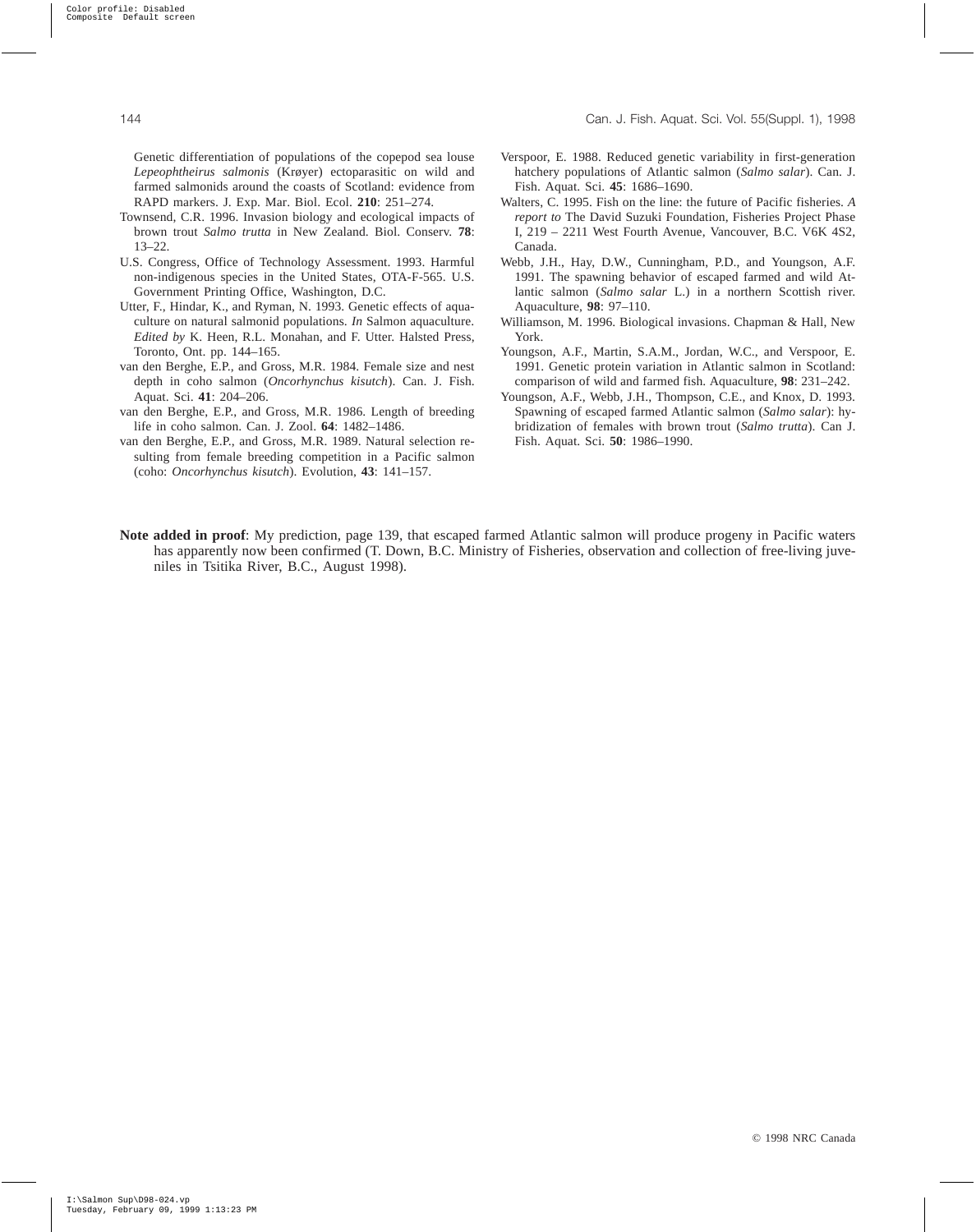Genetic differentiation of populations of the copepod sea louse *Lepeophtheirus salmonis* (Krøyer) ectoparasitic on wild and farmed salmonids around the coasts of Scotland: evidence from RAPD markers. J. Exp. Mar. Biol. Ecol. **210**: 251–274.

Townsend, C.R. 1996. Invasion biology and ecological impacts of brown trout *Salmo trutta* in New Zealand. Biol. Conserv. **78**: 13–22.

U.S. Congress, Office of Technology Assessment. 1993. Harmful non-indigenous species in the United States, OTA-F-565. U.S. Government Printing Office, Washington, D.C.

Utter, F., Hindar, K., and Ryman, N. 1993. Genetic effects of aquaculture on natural salmonid populations. *In* Salmon aquaculture. *Edited by* K. Heen, R.L. Monahan, and F. Utter. Halsted Press, Toronto, Ont. pp. 144–165.

van den Berghe, E.P., and Gross, M.R. 1984. Female size and nest depth in coho salmon (*Oncorhynchus kisutch*). Can. J. Fish. Aquat. Sci. **41**: 204–206.

van den Berghe, E.P., and Gross, M.R. 1986. Length of breeding life in coho salmon. Can. J. Zool. **64**: 1482–1486.

van den Berghe, E.P., and Gross, M.R. 1989. Natural selection resulting from female breeding competition in a Pacific salmon (coho: *Oncorhynchus kisutch*). Evolution, **43**: 141–157.

Verspoor, E. 1988. Reduced genetic variability in first-generation hatchery populations of Atlantic salmon (*Salmo salar*). Can. J. Fish. Aquat. Sci. **45**: 1686–1690.

Walters, C. 1995. Fish on the line: the future of Pacific fisheries. *A report to* The David Suzuki Foundation, Fisheries Project Phase I, 219 – 2211 West Fourth Avenue, Vancouver, B.C. V6K 4S2, Canada.

Webb, J.H., Hay, D.W., Cunningham, P.D., and Youngson, A.F. 1991. The spawning behavior of escaped farmed and wild Atlantic salmon (*Salmo salar* L.) in a northern Scottish river. Aquaculture, **98**: 97–110.

Williamson, M. 1996. Biological invasions. Chapman & Hall, New York.

Youngson, A.F., Martin, S.A.M., Jordan, W.C., and Verspoor, E. 1991. Genetic protein variation in Atlantic salmon in Scotland: comparison of wild and farmed fish. Aquaculture, **98**: 231–242.

Youngson, A.F., Webb, J.H., Thompson, C.E., and Knox, D. 1993. Spawning of escaped farmed Atlantic salmon (*Salmo salar*): hybridization of females with brown trout (*Salmo trutta*). Can J. Fish. Aquat. Sci. **50**: 1986–1990.

**Note added in proof**: My prediction, page 139, that escaped farmed Atlantic salmon will produce progeny in Pacific waters has apparently now been confirmed (T. Down, B.C. Ministry of Fisheries, observation and collection of free-living juveniles in Tsitika River, B.C., August 1998).